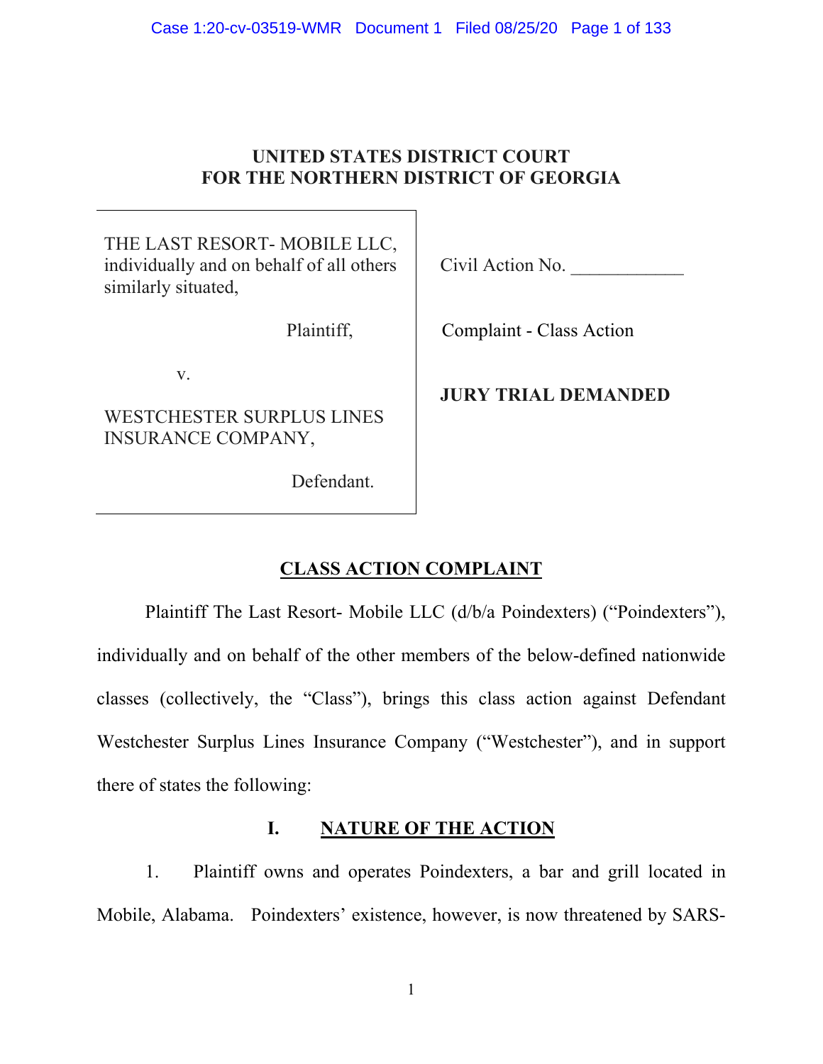**UNITED STATES DISTRICT COURT**
**FOR THE NORTHERN DISTRICT OF GEORGIA**

| | |
|---|---|
| THE LAST RESORT- MOBILE LLC, individually and on behalf of all others similarly situated, | Civil Action No. ____________ |
| Plaintiff, | Complaint - Class Action |
| v. | **JURY TRIAL DEMANDED** |
| WESTCHESTER SURPLUS LINES INSURANCE COMPANY, | |
| Defendant. | |

## CLASS ACTION COMPLAINT

Plaintiff The Last Resort- Mobile LLC (d/b/a Poindexters) ("Poindexters"), individually and on behalf of the other members of the below-defined nationwide classes (collectively, the "Class"), brings this class action against Defendant Westchester Surplus Lines Insurance Company ("Westchester"), and in support there of states the following:

## I. NATURE OF THE ACTION

1. Plaintiff owns and operates Poindexters, a bar and grill located in Mobile, Alabama. Poindexters' existence, however, is now threatened by SARS-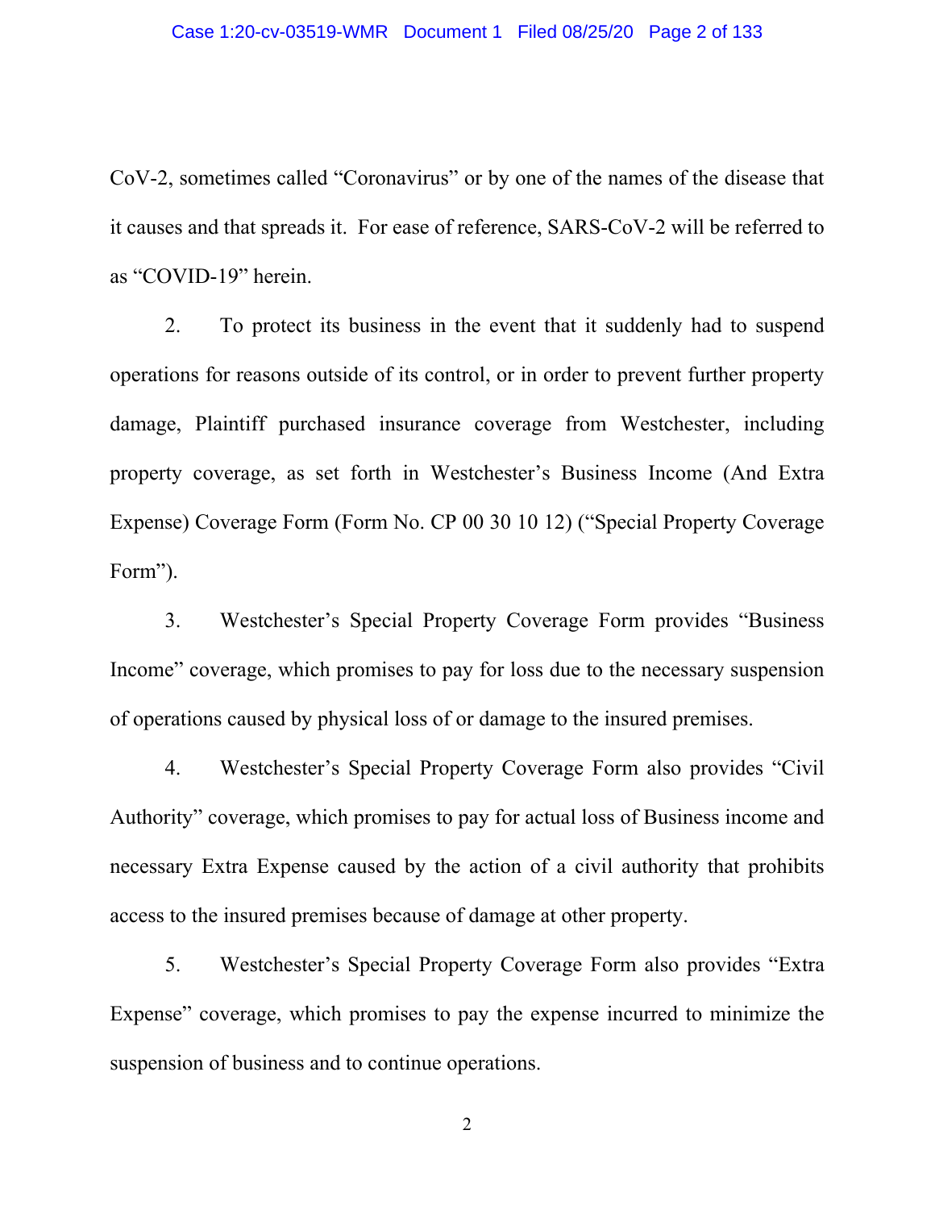CoV-2, sometimes called "Coronavirus" or by one of the names of the disease that it causes and that spreads it. For ease of reference, SARS-CoV-2 will be referred to as "COVID-19" herein.

2. To protect its business in the event that it suddenly had to suspend operations for reasons outside of its control, or in order to prevent further property damage, Plaintiff purchased insurance coverage from Westchester, including property coverage, as set forth in Westchester's Business Income (And Extra Expense) Coverage Form (Form No. CP 00 30 10 12) ("Special Property Coverage Form").

3. Westchester's Special Property Coverage Form provides "Business Income" coverage, which promises to pay for loss due to the necessary suspension of operations caused by physical loss of or damage to the insured premises.

4. Westchester's Special Property Coverage Form also provides "Civil Authority" coverage, which promises to pay for actual loss of Business income and necessary Extra Expense caused by the action of a civil authority that prohibits access to the insured premises because of damage at other property.

5. Westchester's Special Property Coverage Form also provides "Extra Expense" coverage, which promises to pay the expense incurred to minimize the suspension of business and to continue operations.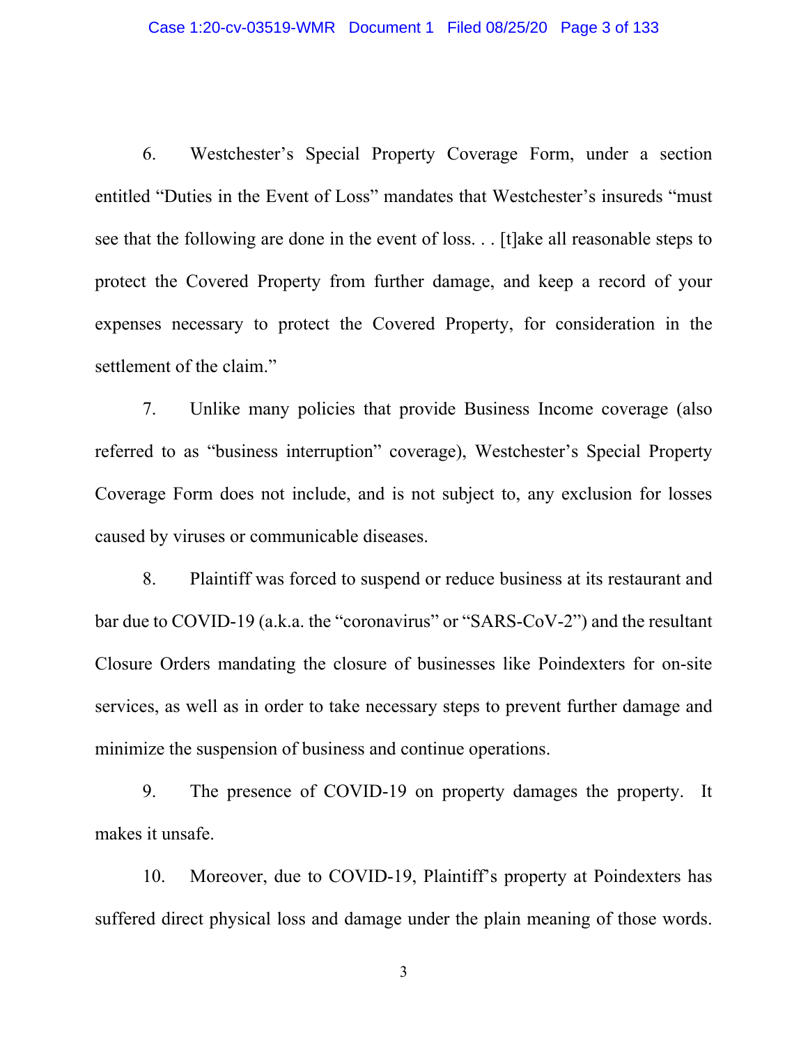6. Westchester's Special Property Coverage Form, under a section entitled "Duties in the Event of Loss" mandates that Westchester's insureds "must see that the following are done in the event of loss. . . [t]ake all reasonable steps to protect the Covered Property from further damage, and keep a record of your expenses necessary to protect the Covered Property, for consideration in the settlement of the claim."

7. Unlike many policies that provide Business Income coverage (also referred to as "business interruption" coverage), Westchester's Special Property Coverage Form does not include, and is not subject to, any exclusion for losses caused by viruses or communicable diseases.

8. Plaintiff was forced to suspend or reduce business at its restaurant and bar due to COVID-19 (a.k.a. the "coronavirus" or "SARS-CoV-2") and the resultant Closure Orders mandating the closure of businesses like Poindexters for on-site services, as well as in order to take necessary steps to prevent further damage and minimize the suspension of business and continue operations.

9. The presence of COVID-19 on property damages the property. It makes it unsafe.

10. Moreover, due to COVID-19, Plaintiff's property at Poindexters has suffered direct physical loss and damage under the plain meaning of those words.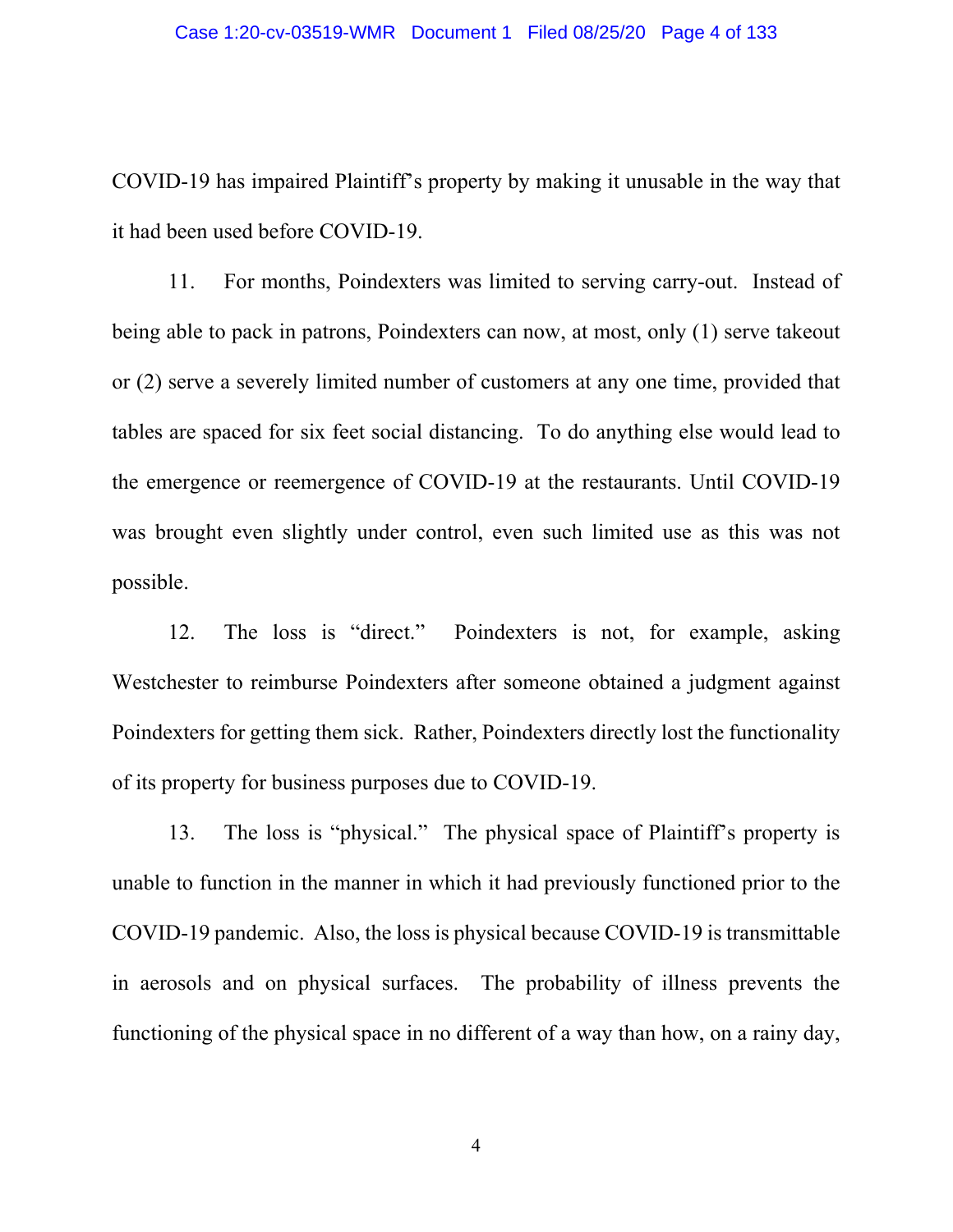COVID-19 has impaired Plaintiff's property by making it unusable in the way that it had been used before COVID-19.

11. For months, Poindexters was limited to serving carry-out. Instead of being able to pack in patrons, Poindexters can now, at most, only (1) serve takeout or (2) serve a severely limited number of customers at any one time, provided that tables are spaced for six feet social distancing. To do anything else would lead to the emergence or reemergence of COVID-19 at the restaurants. Until COVID-19 was brought even slightly under control, even such limited use as this was not possible.

12. The loss is "direct." Poindexters is not, for example, asking Westchester to reimburse Poindexters after someone obtained a judgment against Poindexters for getting them sick. Rather, Poindexters directly lost the functionality of its property for business purposes due to COVID-19.

13. The loss is "physical." The physical space of Plaintiff's property is unable to function in the manner in which it had previously functioned prior to the COVID-19 pandemic. Also, the loss is physical because COVID-19 is transmittable in aerosols and on physical surfaces. The probability of illness prevents the functioning of the physical space in no different of a way than how, on a rainy day,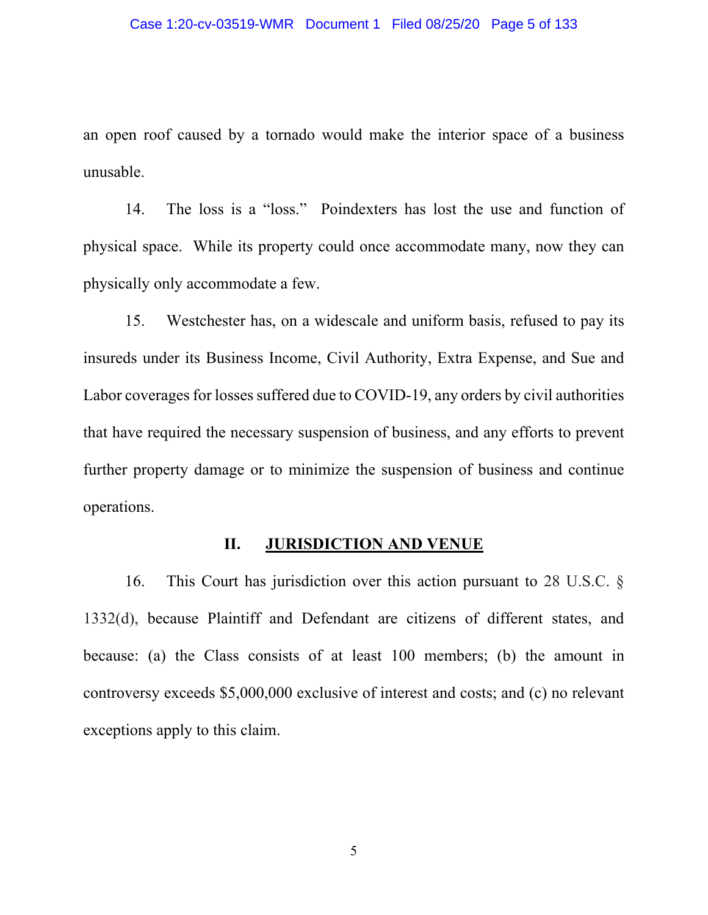an open roof caused by a tornado would make the interior space of a business unusable.

14. The loss is a "loss." Poindexters has lost the use and function of physical space. While its property could once accommodate many, now they can physically only accommodate a few.

15. Westchester has, on a widescale and uniform basis, refused to pay its insureds under its Business Income, Civil Authority, Extra Expense, and Sue and Labor coverages for losses suffered due to COVID-19, any orders by civil authorities that have required the necessary suspension of business, and any efforts to prevent further property damage or to minimize the suspension of business and continue operations.

## II. JURISDICTION AND VENUE

16. This Court has jurisdiction over this action pursuant to 28 U.S.C. § 1332(d), because Plaintiff and Defendant are citizens of different states, and because: (a) the Class consists of at least 100 members; (b) the amount in controversy exceeds $5,000,000 exclusive of interest and costs; and (c) no relevant exceptions apply to this claim.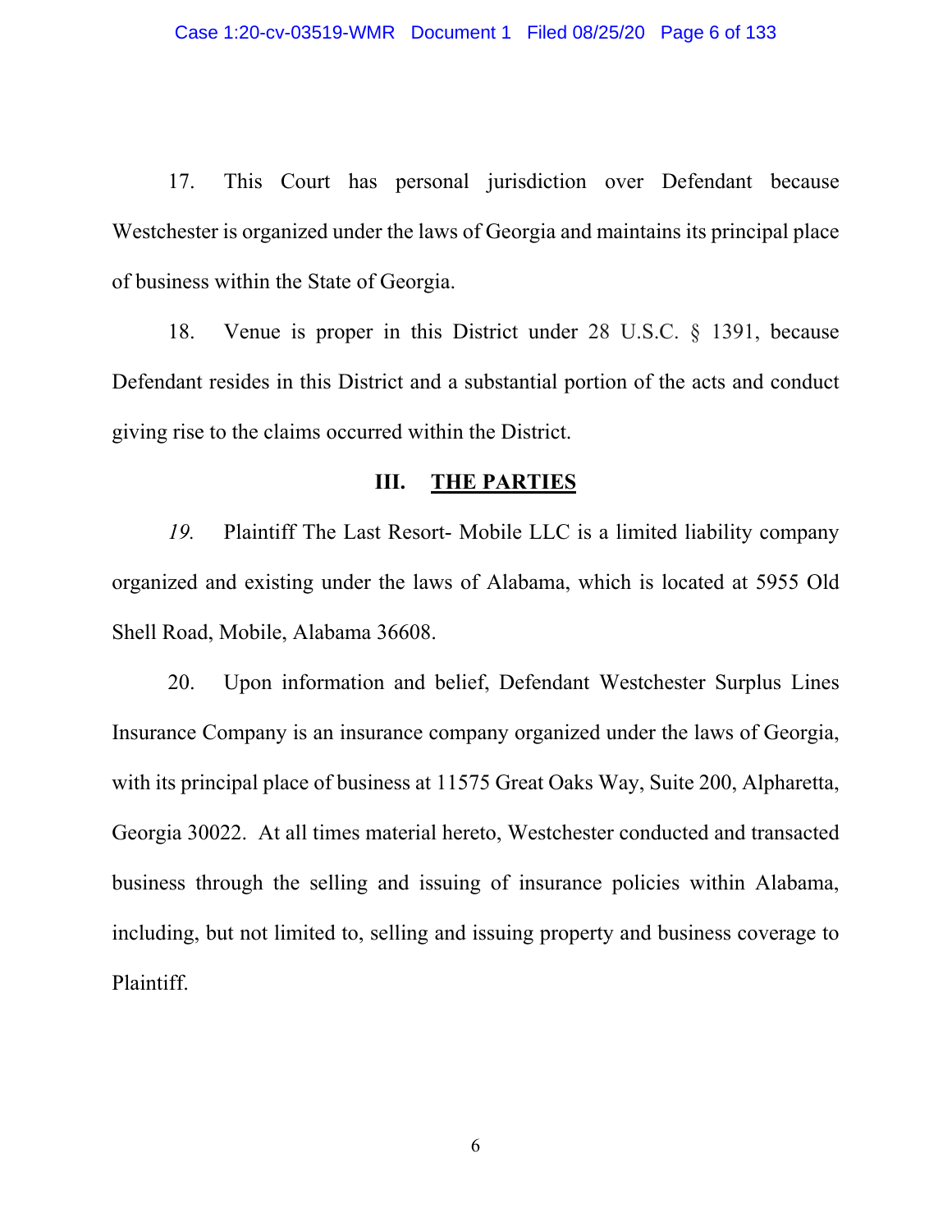17. This Court has personal jurisdiction over Defendant because Westchester is organized under the laws of Georgia and maintains its principal place of business within the State of Georgia.

18. Venue is proper in this District under 28 U.S.C. § 1391, because Defendant resides in this District and a substantial portion of the acts and conduct giving rise to the claims occurred within the District.

## III. THE PARTIES

*19.* Plaintiff The Last Resort- Mobile LLC is a limited liability company organized and existing under the laws of Alabama, which is located at 5955 Old Shell Road, Mobile, Alabama 36608.

20. Upon information and belief, Defendant Westchester Surplus Lines Insurance Company is an insurance company organized under the laws of Georgia, with its principal place of business at 11575 Great Oaks Way, Suite 200, Alpharetta, Georgia 30022. At all times material hereto, Westchester conducted and transacted business through the selling and issuing of insurance policies within Alabama, including, but not limited to, selling and issuing property and business coverage to Plaintiff.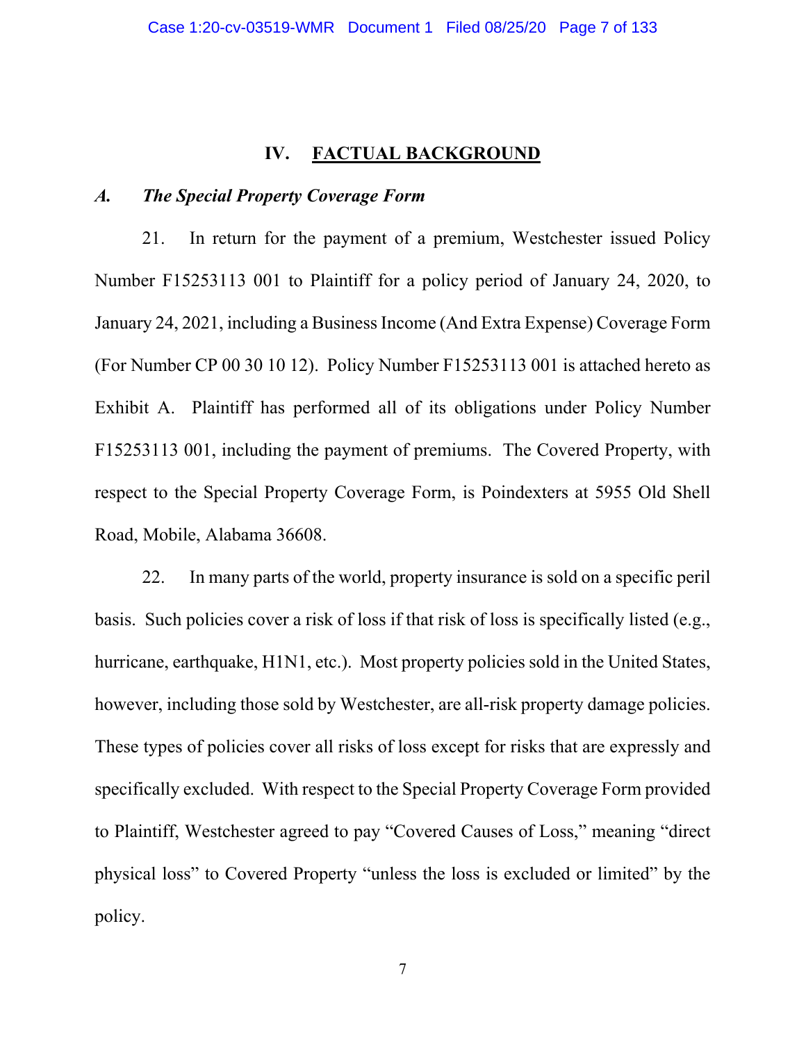# IV. FACTUAL BACKGROUND

## *A. The Special Property Coverage Form*

21. In return for the payment of a premium, Westchester issued Policy Number F15253113 001 to Plaintiff for a policy period of January 24, 2020, to January 24, 2021, including a Business Income (And Extra Expense) Coverage Form (For Number CP 00 30 10 12). Policy Number F15253113 001 is attached hereto as Exhibit A. Plaintiff has performed all of its obligations under Policy Number F15253113 001, including the payment of premiums. The Covered Property, with respect to the Special Property Coverage Form, is Poindexters at 5955 Old Shell Road, Mobile, Alabama 36608.

22. In many parts of the world, property insurance is sold on a specific peril basis. Such policies cover a risk of loss if that risk of loss is specifically listed (e.g., hurricane, earthquake, H1N1, etc.). Most property policies sold in the United States, however, including those sold by Westchester, are all-risk property damage policies. These types of policies cover all risks of loss except for risks that are expressly and specifically excluded. With respect to the Special Property Coverage Form provided to Plaintiff, Westchester agreed to pay "Covered Causes of Loss," meaning "direct physical loss" to Covered Property "unless the loss is excluded or limited" by the policy.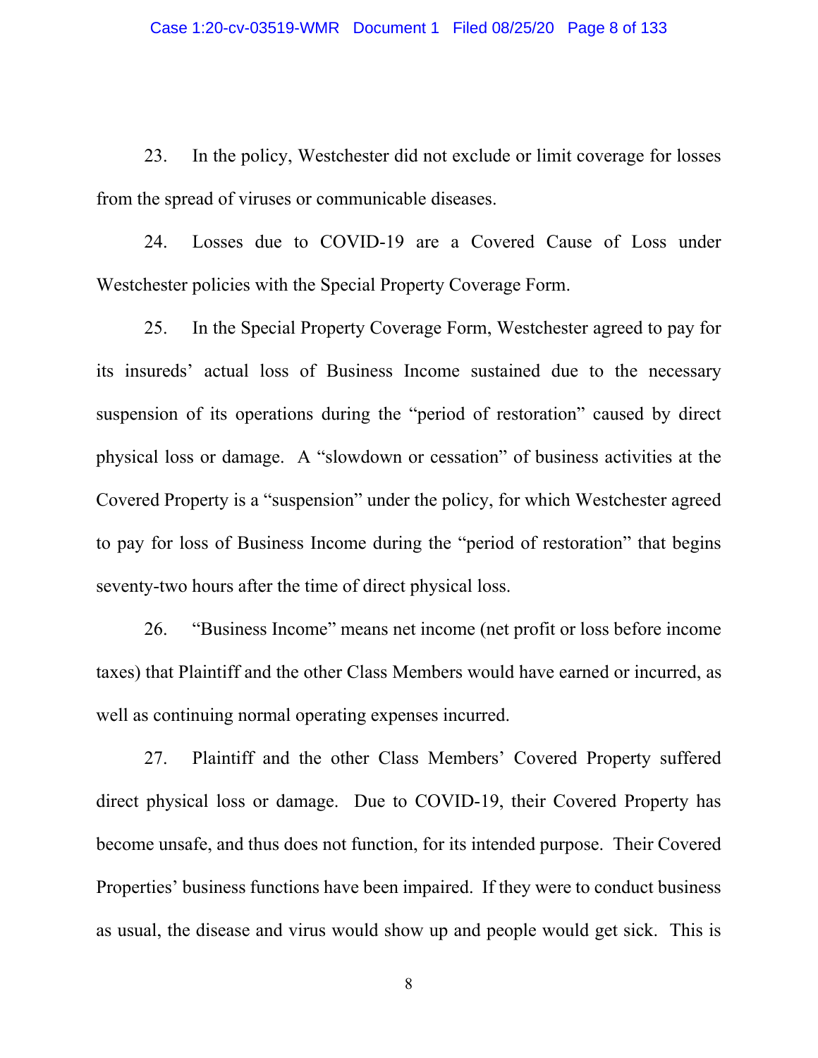23. In the policy, Westchester did not exclude or limit coverage for losses from the spread of viruses or communicable diseases.

24. Losses due to COVID-19 are a Covered Cause of Loss under Westchester policies with the Special Property Coverage Form.

25. In the Special Property Coverage Form, Westchester agreed to pay for its insureds' actual loss of Business Income sustained due to the necessary suspension of its operations during the "period of restoration" caused by direct physical loss or damage. A "slowdown or cessation" of business activities at the Covered Property is a "suspension" under the policy, for which Westchester agreed to pay for loss of Business Income during the "period of restoration" that begins seventy-two hours after the time of direct physical loss.

26. "Business Income" means net income (net profit or loss before income taxes) that Plaintiff and the other Class Members would have earned or incurred, as well as continuing normal operating expenses incurred.

27. Plaintiff and the other Class Members' Covered Property suffered direct physical loss or damage. Due to COVID-19, their Covered Property has become unsafe, and thus does not function, for its intended purpose. Their Covered Properties' business functions have been impaired. If they were to conduct business as usual, the disease and virus would show up and people would get sick. This is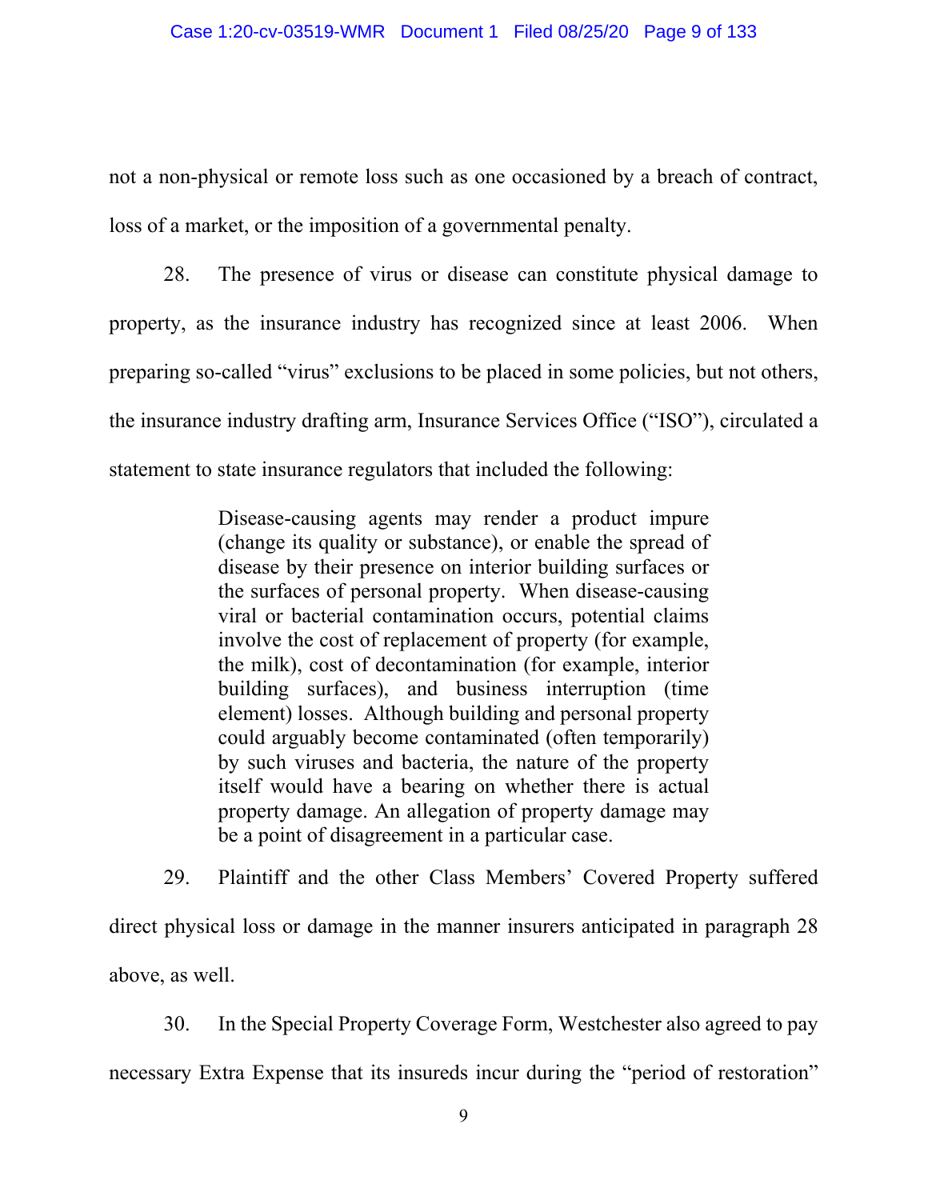not a non-physical or remote loss such as one occasioned by a breach of contract, loss of a market, or the imposition of a governmental penalty.

28. The presence of virus or disease can constitute physical damage to property, as the insurance industry has recognized since at least 2006. When preparing so-called "virus" exclusions to be placed in some policies, but not others, the insurance industry drafting arm, Insurance Services Office ("ISO"), circulated a statement to state insurance regulators that included the following:

> Disease-causing agents may render a product impure (change its quality or substance), or enable the spread of disease by their presence on interior building surfaces or the surfaces of personal property. When disease-causing viral or bacterial contamination occurs, potential claims involve the cost of replacement of property (for example, the milk), cost of decontamination (for example, interior building surfaces), and business interruption (time element) losses. Although building and personal property could arguably become contaminated (often temporarily) by such viruses and bacteria, the nature of the property itself would have a bearing on whether there is actual property damage. An allegation of property damage may be a point of disagreement in a particular case.

29. Plaintiff and the other Class Members' Covered Property suffered direct physical loss or damage in the manner insurers anticipated in paragraph 28 above, as well.

30. In the Special Property Coverage Form, Westchester also agreed to pay necessary Extra Expense that its insureds incur during the "period of restoration"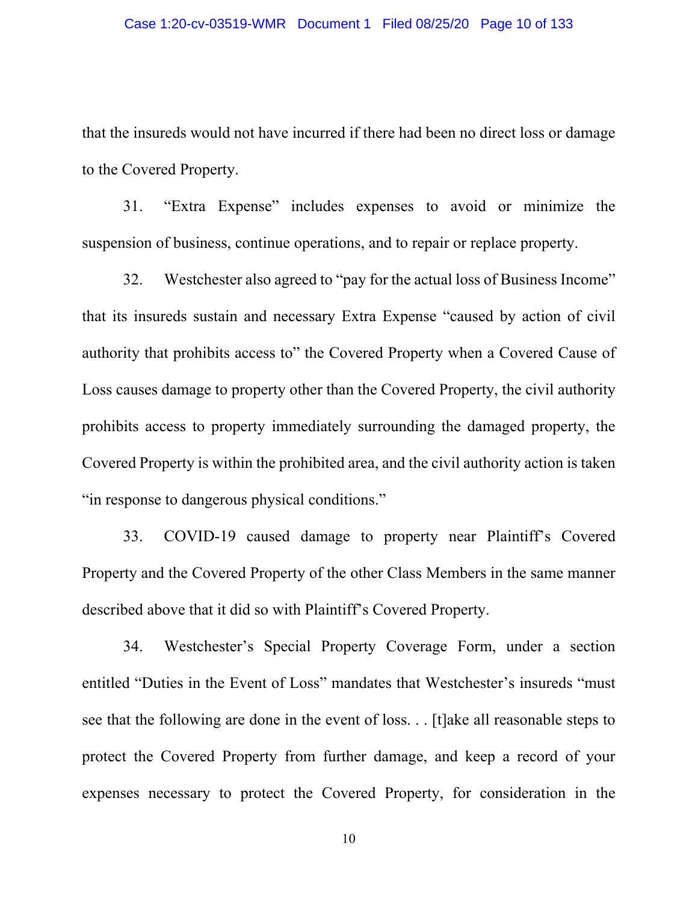that the insureds would not have incurred if there had been no direct loss or damage to the Covered Property.

31. "Extra Expense" includes expenses to avoid or minimize the suspension of business, continue operations, and to repair or replace property.

32. Westchester also agreed to "pay for the actual loss of Business Income" that its insureds sustain and necessary Extra Expense "caused by action of civil authority that prohibits access to" the Covered Property when a Covered Cause of Loss causes damage to property other than the Covered Property, the civil authority prohibits access to property immediately surrounding the damaged property, the Covered Property is within the prohibited area, and the civil authority action is taken "in response to dangerous physical conditions."

33. COVID-19 caused damage to property near Plaintiff's Covered Property and the Covered Property of the other Class Members in the same manner described above that it did so with Plaintiff's Covered Property.

34. Westchester's Special Property Coverage Form, under a section entitled "Duties in the Event of Loss" mandates that Westchester's insureds "must see that the following are done in the event of loss. . . [t]ake all reasonable steps to protect the Covered Property from further damage, and keep a record of your expenses necessary to protect the Covered Property, for consideration in the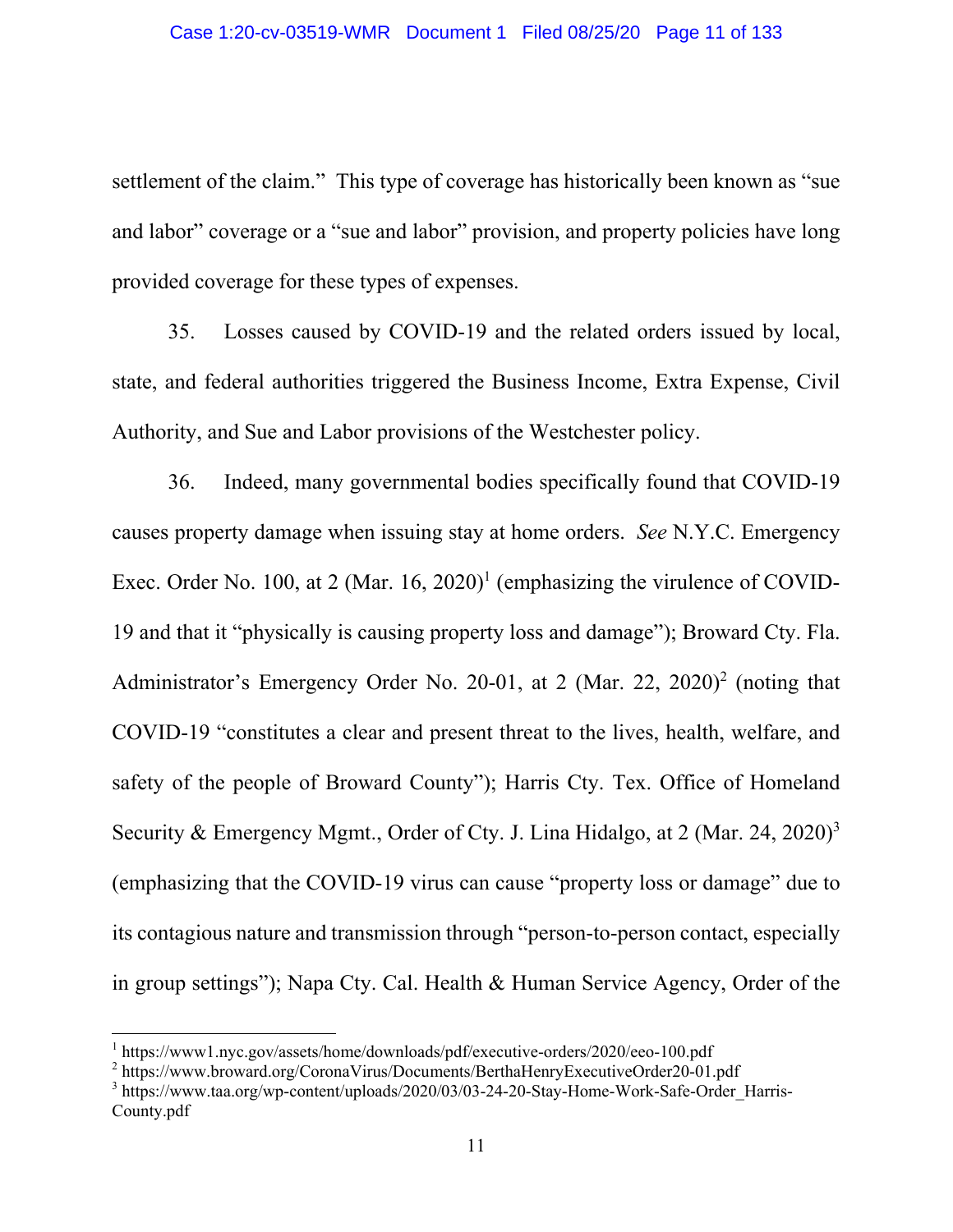settlement of the claim." This type of coverage has historically been known as "sue and labor" coverage or a "sue and labor" provision, and property policies have long provided coverage for these types of expenses.

35. Losses caused by COVID-19 and the related orders issued by local, state, and federal authorities triggered the Business Income, Extra Expense, Civil Authority, and Sue and Labor provisions of the Westchester policy.

36. Indeed, many governmental bodies specifically found that COVID-19 causes property damage when issuing stay at home orders. *See* N.Y.C. Emergency Exec. Order No. 100, at 2 (Mar. 16, 2020)[1] (emphasizing the virulence of COVID-19 and that it "physically is causing property loss and damage"); Broward Cty. Fla. Administrator's Emergency Order No. 20-01, at 2 (Mar. 22, 2020)[2] (noting that COVID-19 "constitutes a clear and present threat to the lives, health, welfare, and safety of the people of Broward County"); Harris Cty. Tex. Office of Homeland Security & Emergency Mgmt., Order of Cty. J. Lina Hidalgo, at 2 (Mar. 24, 2020)[3] (emphasizing that the COVID-19 virus can cause "property loss or damage" due to its contagious nature and transmission through "person-to-person contact, especially in group settings"); Napa Cty. Cal. Health & Human Service Agency, Order of the

---

[1] https://www1.nyc.gov/assets/home/downloads/pdf/executive-orders/2020/eeo-100.pdf
[2] https://www.broward.org/CoronaVirus/Documents/BerthaHenryExecutiveOrder20-01.pdf
[3] https://www.taa.org/wp-content/uploads/2020/03/03-24-20-Stay-Home-Work-Safe-Order_Harris-County.pdf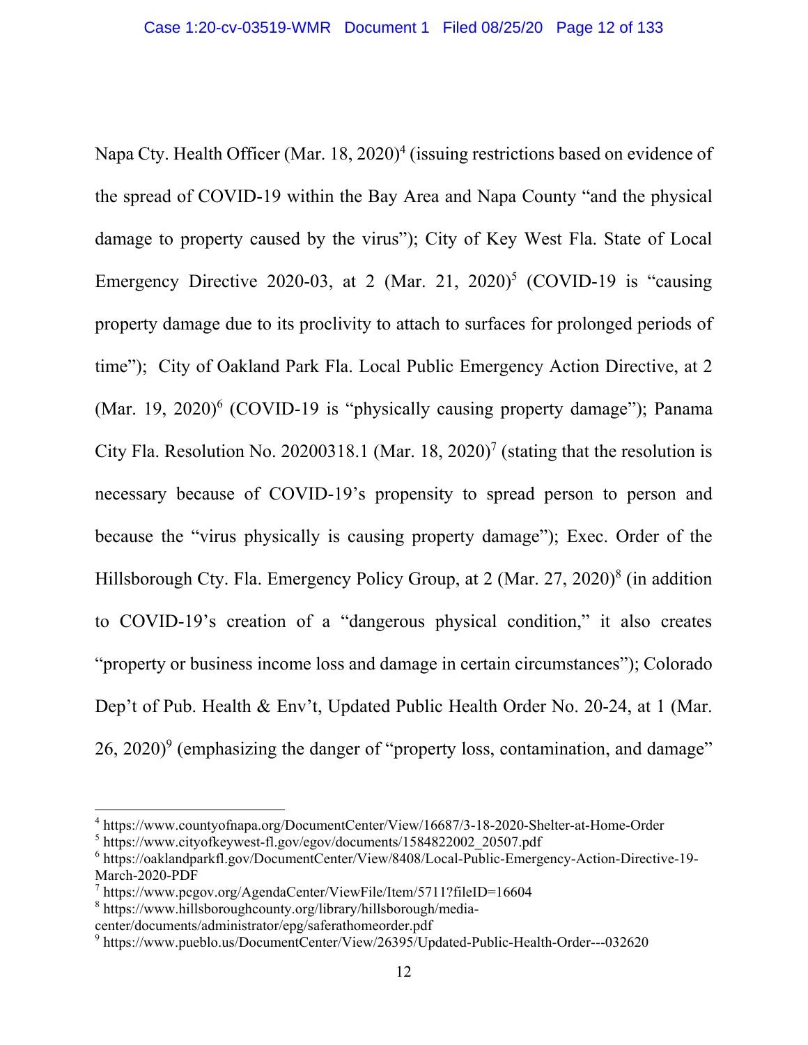Napa Cty. Health Officer (Mar. 18, 2020)[4] (issuing restrictions based on evidence of the spread of COVID-19 within the Bay Area and Napa County "and the physical damage to property caused by the virus"); City of Key West Fla. State of Local Emergency Directive 2020-03, at 2 (Mar. 21, 2020)[5] (COVID-19 is "causing property damage due to its proclivity to attach to surfaces for prolonged periods of time"); City of Oakland Park Fla. Local Public Emergency Action Directive, at 2 (Mar. 19, 2020)[6] (COVID-19 is "physically causing property damage"); Panama City Fla. Resolution No. 20200318.1 (Mar. 18, 2020)[7] (stating that the resolution is necessary because of COVID-19's propensity to spread person to person and because the "virus physically is causing property damage"); Exec. Order of the Hillsborough Cty. Fla. Emergency Policy Group, at 2 (Mar. 27, 2020)[8] (in addition to COVID-19's creation of a "dangerous physical condition," it also creates "property or business income loss and damage in certain circumstances"); Colorado Dep't of Pub. Health & Env't, Updated Public Health Order No. 20-24, at 1 (Mar. 26, 2020)[9] (emphasizing the danger of "property loss, contamination, and damage"

---

[4] https://www.countyofnapa.org/DocumentCenter/View/16687/3-18-2020-Shelter-at-Home-Order

[5] https://www.cityofkeywest-fl.gov/egov/documents/1584822002_20507.pdf

[6] https://oaklandparkfl.gov/DocumentCenter/View/8408/Local-Public-Emergency-Action-Directive-19-March-2020-PDF

[7] https://www.pcgov.org/AgendaCenter/ViewFile/Item/5711?fileID=16604

[8] https://www.hillsboroughcounty.org/library/hillsborough/media-center/documents/administrator/epg/saferathomeorder.pdf

[9] https://www.pueblo.us/DocumentCenter/View/26395/Updated-Public-Health-Order---032620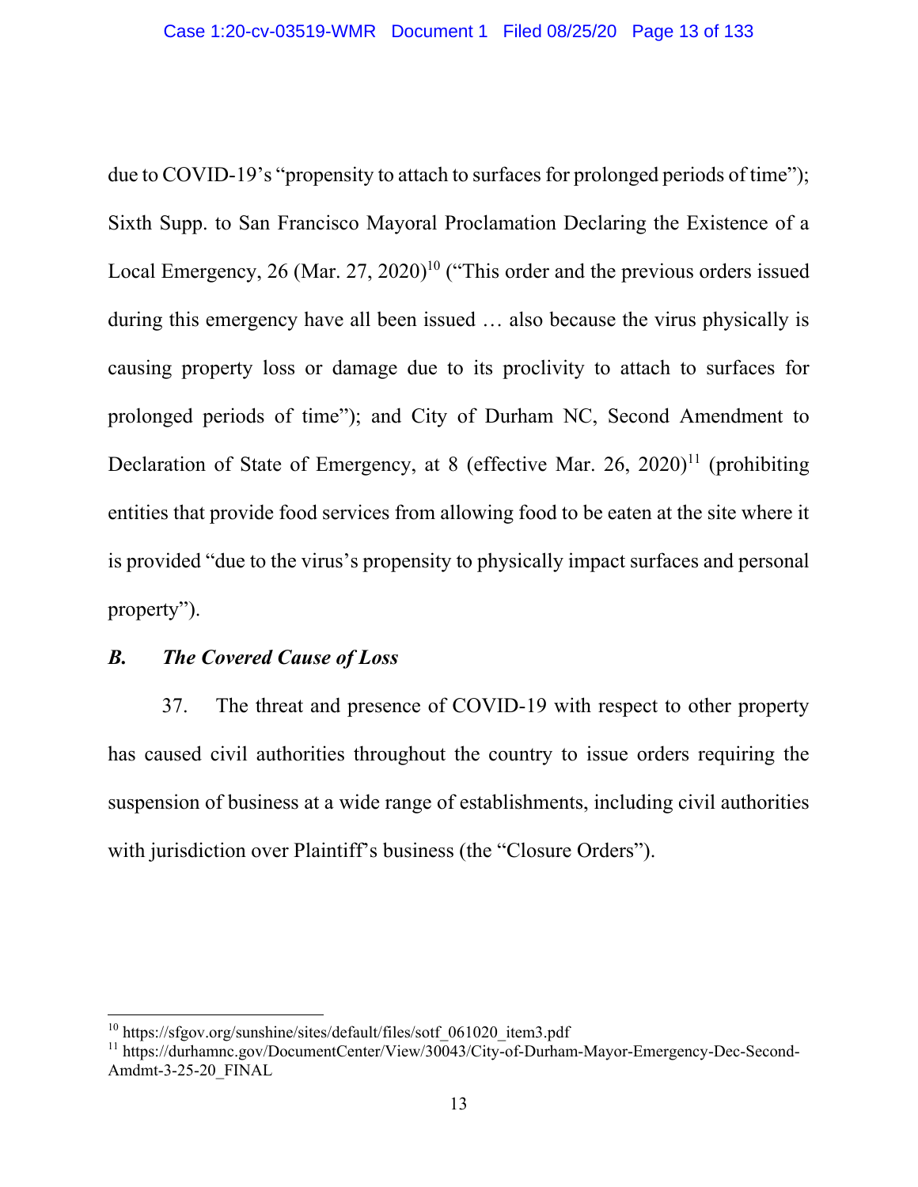due to COVID-19's "propensity to attach to surfaces for prolonged periods of time"); Sixth Supp. to San Francisco Mayoral Proclamation Declaring the Existence of a Local Emergency, 26 (Mar. 27, 2020)[10] ("This order and the previous orders issued during this emergency have all been issued … also because the virus physically is causing property loss or damage due to its proclivity to attach to surfaces for prolonged periods of time"); and City of Durham NC, Second Amendment to Declaration of State of Emergency, at 8 (effective Mar. 26, 2020)[11] (prohibiting entities that provide food services from allowing food to be eaten at the site where it is provided "due to the virus's propensity to physically impact surfaces and personal property").

### *B. The Covered Cause of Loss*

37. The threat and presence of COVID-19 with respect to other property has caused civil authorities throughout the country to issue orders requiring the suspension of business at a wide range of establishments, including civil authorities with jurisdiction over Plaintiff's business (the "Closure Orders").

---

[10] https://sfgov.org/sunshine/sites/default/files/sotf_061020_item3.pdf

[11] https://durhamnc.gov/DocumentCenter/View/30043/City-of-Durham-Mayor-Emergency-Dec-Second-Amdmt-3-25-20_FINAL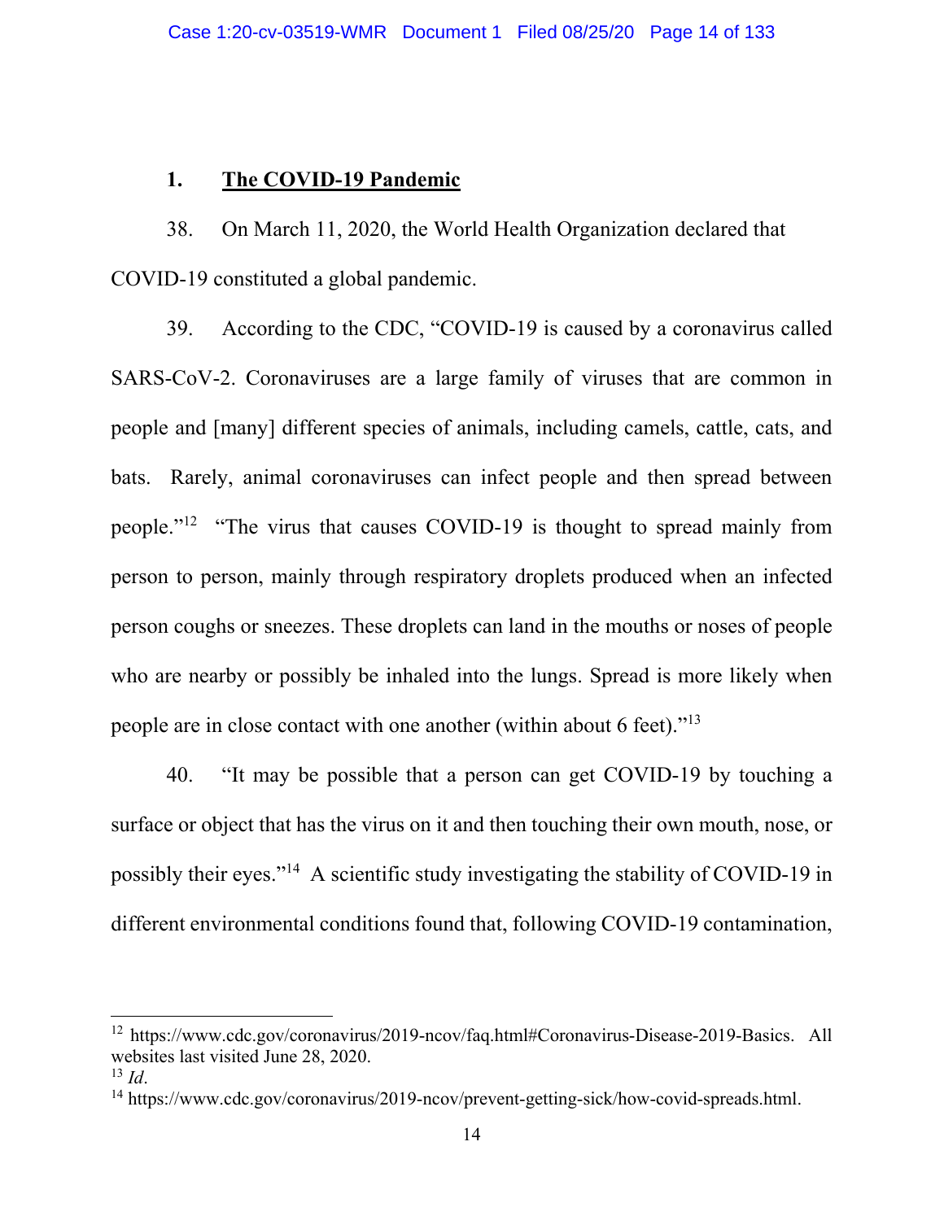### 1. **The COVID-19 Pandemic**

38. On March 11, 2020, the World Health Organization declared that COVID-19 constituted a global pandemic.

39. According to the CDC, "COVID-19 is caused by a coronavirus called SARS-CoV-2. Coronaviruses are a large family of viruses that are common in people and [many] different species of animals, including camels, cattle, cats, and bats. Rarely, animal coronaviruses can infect people and then spread between people."[12] "The virus that causes COVID-19 is thought to spread mainly from person to person, mainly through respiratory droplets produced when an infected person coughs or sneezes. These droplets can land in the mouths or noses of people who are nearby or possibly be inhaled into the lungs. Spread is more likely when people are in close contact with one another (within about 6 feet)."[13]

40. "It may be possible that a person can get COVID-19 by touching a surface or object that has the virus on it and then touching their own mouth, nose, or possibly their eyes."[14] A scientific study investigating the stability of COVID-19 in different environmental conditions found that, following COVID-19 contamination,

---

[12] https://www.cdc.gov/coronavirus/2019-ncov/faq.html#Coronavirus-Disease-2019-Basics. All websites last visited June 28, 2020.

[13] *Id*.

[14] https://www.cdc.gov/coronavirus/2019-ncov/prevent-getting-sick/how-covid-spreads.html.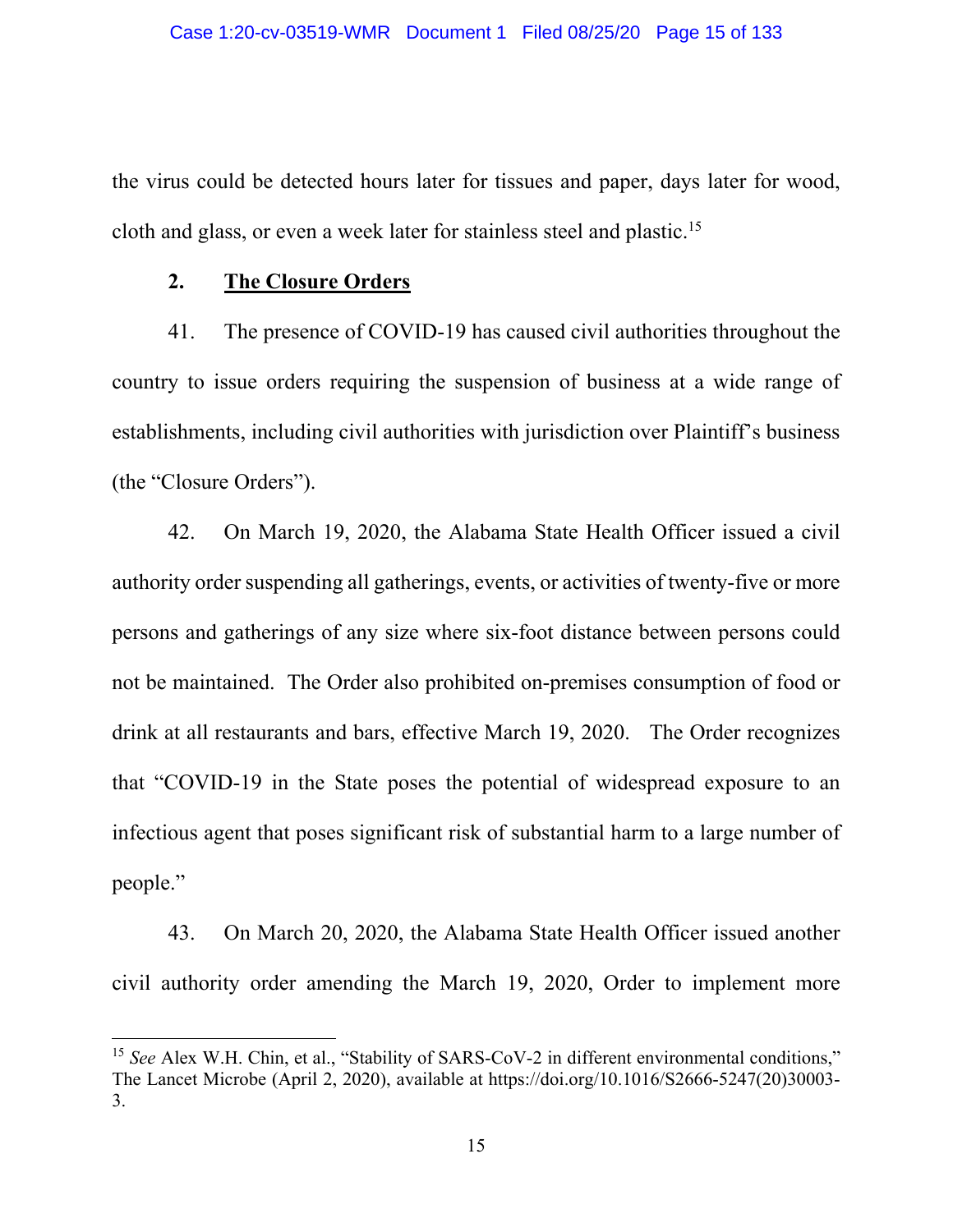the virus could be detected hours later for tissues and paper, days later for wood, cloth and glass, or even a week later for stainless steel and plastic.[15]

### 2. <u>The Closure Orders</u>

41. The presence of COVID-19 has caused civil authorities throughout the country to issue orders requiring the suspension of business at a wide range of establishments, including civil authorities with jurisdiction over Plaintiff's business (the "Closure Orders").

42. On March 19, 2020, the Alabama State Health Officer issued a civil authority order suspending all gatherings, events, or activities of twenty-five or more persons and gatherings of any size where six-foot distance between persons could not be maintained. The Order also prohibited on-premises consumption of food or drink at all restaurants and bars, effective March 19, 2020. The Order recognizes that "COVID-19 in the State poses the potential of widespread exposure to an infectious agent that poses significant risk of substantial harm to a large number of people."

43. On March 20, 2020, the Alabama State Health Officer issued another civil authority order amending the March 19, 2020, Order to implement more

---

[15] *See* Alex W.H. Chin, et al., "Stability of SARS-CoV-2 in different environmental conditions," The Lancet Microbe (April 2, 2020), available at https://doi.org/10.1016/S2666-5247(20)30003-3.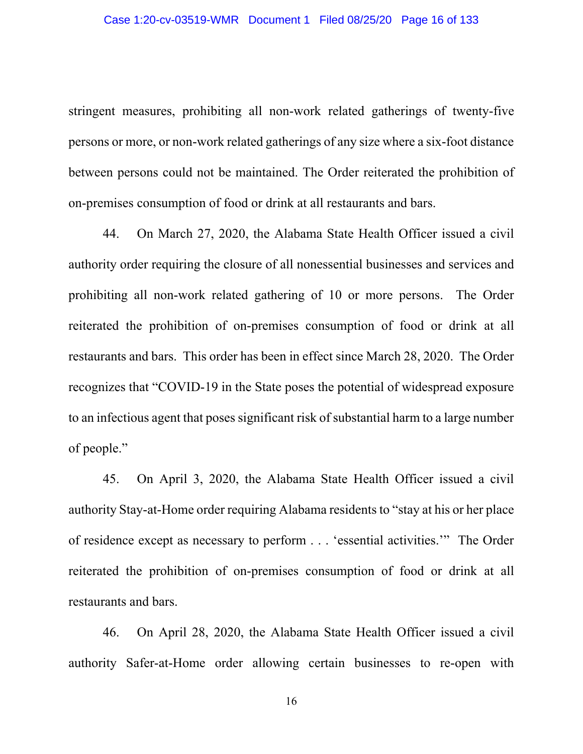stringent measures, prohibiting all non-work related gatherings of twenty-five persons or more, or non-work related gatherings of any size where a six-foot distance between persons could not be maintained. The Order reiterated the prohibition of on-premises consumption of food or drink at all restaurants and bars.

44. On March 27, 2020, the Alabama State Health Officer issued a civil authority order requiring the closure of all nonessential businesses and services and prohibiting all non-work related gathering of 10 or more persons. The Order reiterated the prohibition of on-premises consumption of food or drink at all restaurants and bars. This order has been in effect since March 28, 2020. The Order recognizes that "COVID-19 in the State poses the potential of widespread exposure to an infectious agent that poses significant risk of substantial harm to a large number of people."

45. On April 3, 2020, the Alabama State Health Officer issued a civil authority Stay-at-Home order requiring Alabama residents to "stay at his or her place of residence except as necessary to perform . . . 'essential activities.'" The Order reiterated the prohibition of on-premises consumption of food or drink at all restaurants and bars.

46. On April 28, 2020, the Alabama State Health Officer issued a civil authority Safer-at-Home order allowing certain businesses to re-open with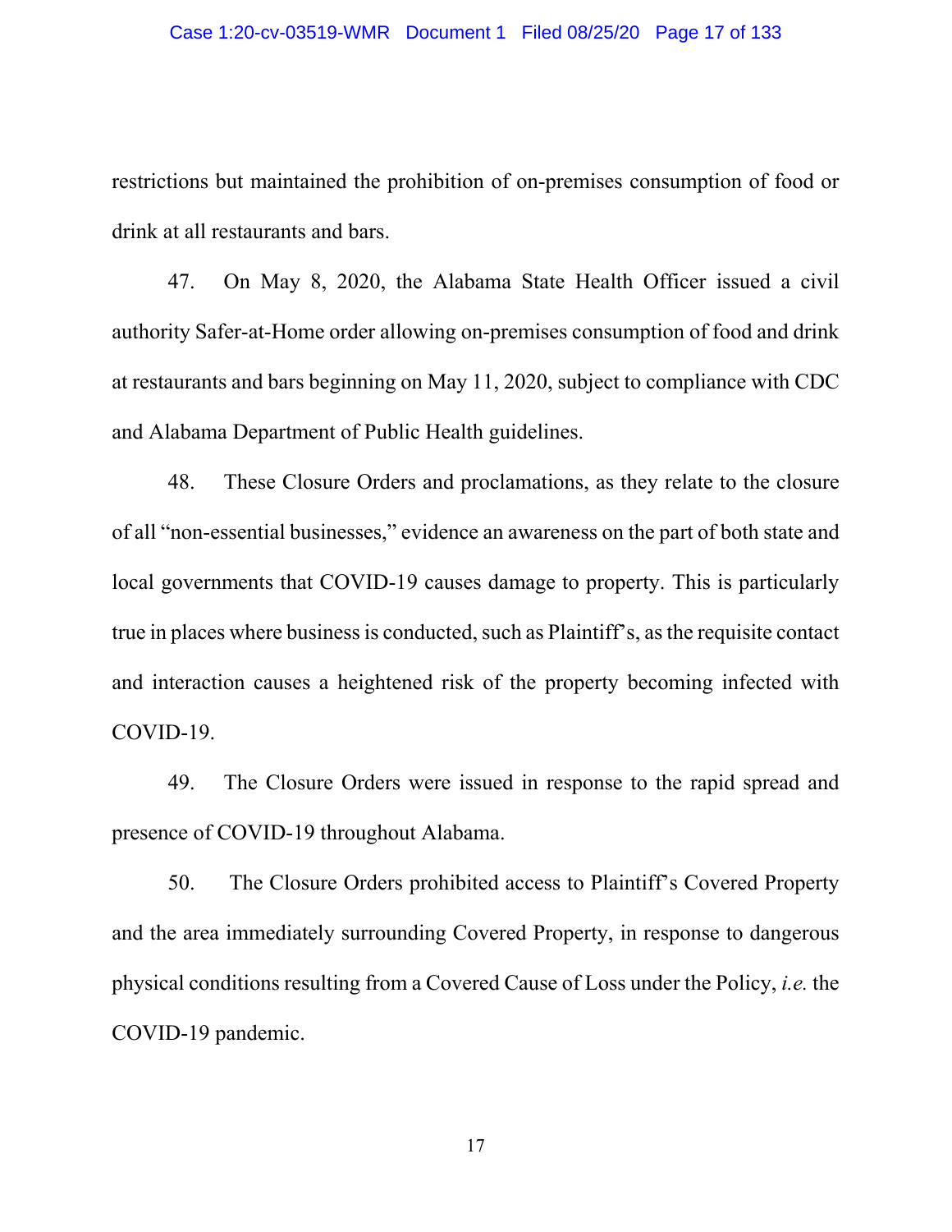restrictions but maintained the prohibition of on-premises consumption of food or drink at all restaurants and bars.

47. On May 8, 2020, the Alabama State Health Officer issued a civil authority Safer-at-Home order allowing on-premises consumption of food and drink at restaurants and bars beginning on May 11, 2020, subject to compliance with CDC and Alabama Department of Public Health guidelines.

48. These Closure Orders and proclamations, as they relate to the closure of all "non-essential businesses," evidence an awareness on the part of both state and local governments that COVID-19 causes damage to property. This is particularly true in places where business is conducted, such as Plaintiff's, as the requisite contact and interaction causes a heightened risk of the property becoming infected with COVID-19.

49. The Closure Orders were issued in response to the rapid spread and presence of COVID-19 throughout Alabama.

50. The Closure Orders prohibited access to Plaintiff's Covered Property and the area immediately surrounding Covered Property, in response to dangerous physical conditions resulting from a Covered Cause of Loss under the Policy, *i.e.* the COVID-19 pandemic.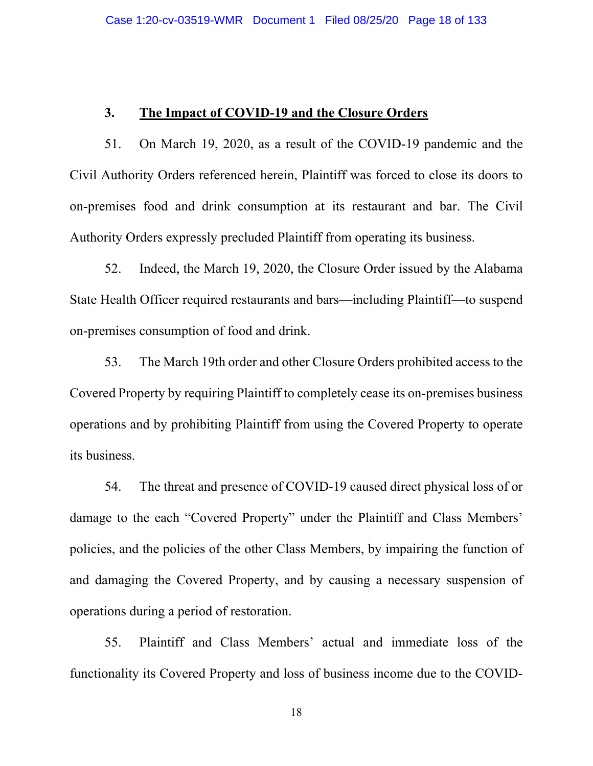### 3. **<u>The Impact of COVID-19 and the Closure Orders</u>**

51. On March 19, 2020, as a result of the COVID-19 pandemic and the Civil Authority Orders referenced herein, Plaintiff was forced to close its doors to on-premises food and drink consumption at its restaurant and bar. The Civil Authority Orders expressly precluded Plaintiff from operating its business.

52. Indeed, the March 19, 2020, the Closure Order issued by the Alabama State Health Officer required restaurants and bars—including Plaintiff—to suspend on-premises consumption of food and drink.

53. The March 19th order and other Closure Orders prohibited access to the Covered Property by requiring Plaintiff to completely cease its on-premises business operations and by prohibiting Plaintiff from using the Covered Property to operate its business.

54. The threat and presence of COVID-19 caused direct physical loss of or damage to the each "Covered Property" under the Plaintiff and Class Members' policies, and the policies of the other Class Members, by impairing the function of and damaging the Covered Property, and by causing a necessary suspension of operations during a period of restoration.

55. Plaintiff and Class Members' actual and immediate loss of the functionality its Covered Property and loss of business income due to the COVID-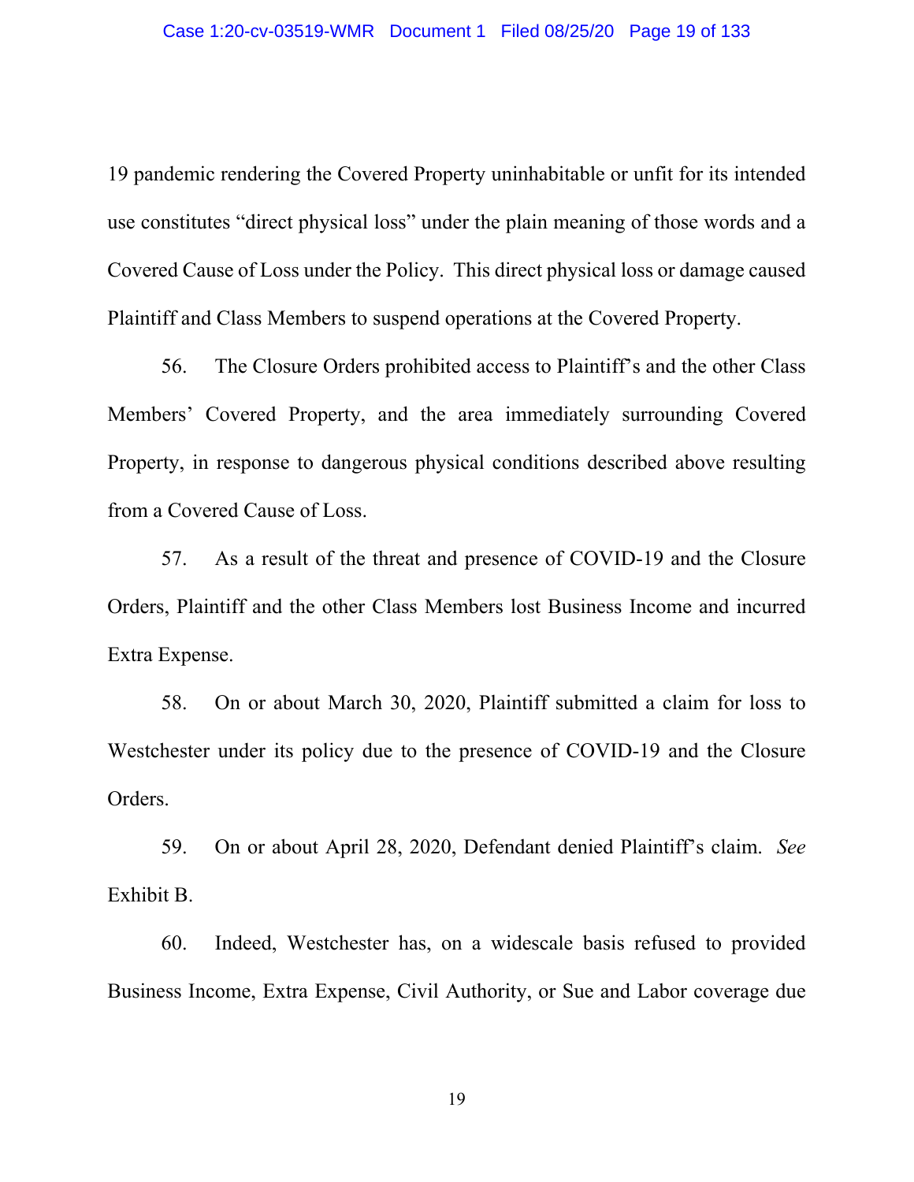19 pandemic rendering the Covered Property uninhabitable or unfit for its intended use constitutes "direct physical loss" under the plain meaning of those words and a Covered Cause of Loss under the Policy. This direct physical loss or damage caused Plaintiff and Class Members to suspend operations at the Covered Property.

56. The Closure Orders prohibited access to Plaintiff's and the other Class Members' Covered Property, and the area immediately surrounding Covered Property, in response to dangerous physical conditions described above resulting from a Covered Cause of Loss.

57. As a result of the threat and presence of COVID-19 and the Closure Orders, Plaintiff and the other Class Members lost Business Income and incurred Extra Expense.

58. On or about March 30, 2020, Plaintiff submitted a claim for loss to Westchester under its policy due to the presence of COVID-19 and the Closure Orders.

59. On or about April 28, 2020, Defendant denied Plaintiff's claim. *See* Exhibit B.

60. Indeed, Westchester has, on a widescale basis refused to provided Business Income, Extra Expense, Civil Authority, or Sue and Labor coverage due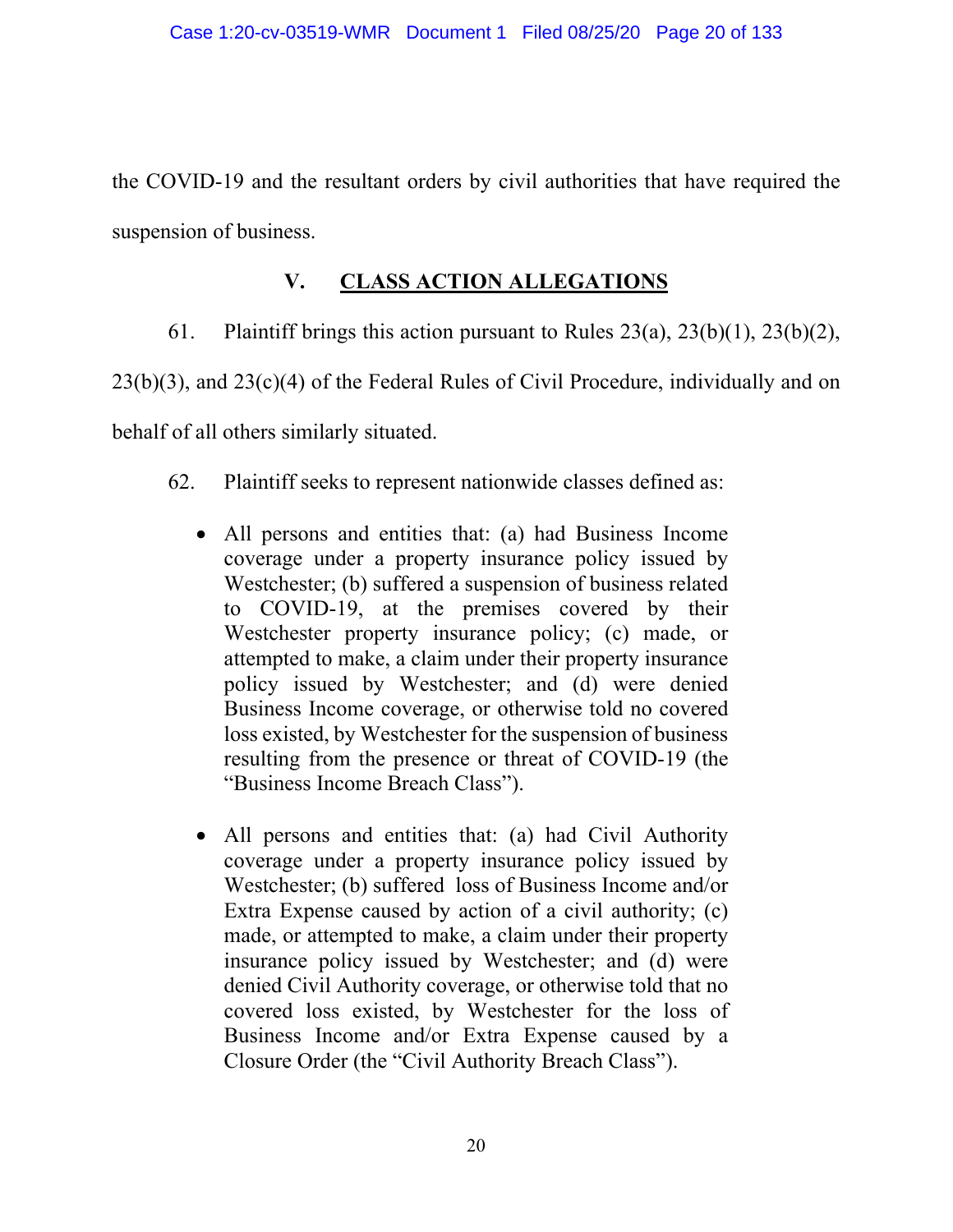the COVID-19 and the resultant orders by civil authorities that have required the suspension of business.

## V. CLASS ACTION ALLEGATIONS

61. Plaintiff brings this action pursuant to Rules 23(a), 23(b)(1), 23(b)(2), 23(b)(3), and 23(c)(4) of the Federal Rules of Civil Procedure, individually and on behalf of all others similarly situated.

62. Plaintiff seeks to represent nationwide classes defined as:

- All persons and entities that: (a) had Business Income coverage under a property insurance policy issued by Westchester; (b) suffered a suspension of business related to COVID-19, at the premises covered by their Westchester property insurance policy; (c) made, or attempted to make, a claim under their property insurance policy issued by Westchester; and (d) were denied Business Income coverage, or otherwise told no covered loss existed, by Westchester for the suspension of business resulting from the presence or threat of COVID-19 (the "Business Income Breach Class").

- All persons and entities that: (a) had Civil Authority coverage under a property insurance policy issued by Westchester; (b) suffered loss of Business Income and/or Extra Expense caused by action of a civil authority; (c) made, or attempted to make, a claim under their property insurance policy issued by Westchester; and (d) were denied Civil Authority coverage, or otherwise told that no covered loss existed, by Westchester for the loss of Business Income and/or Extra Expense caused by a Closure Order (the "Civil Authority Breach Class").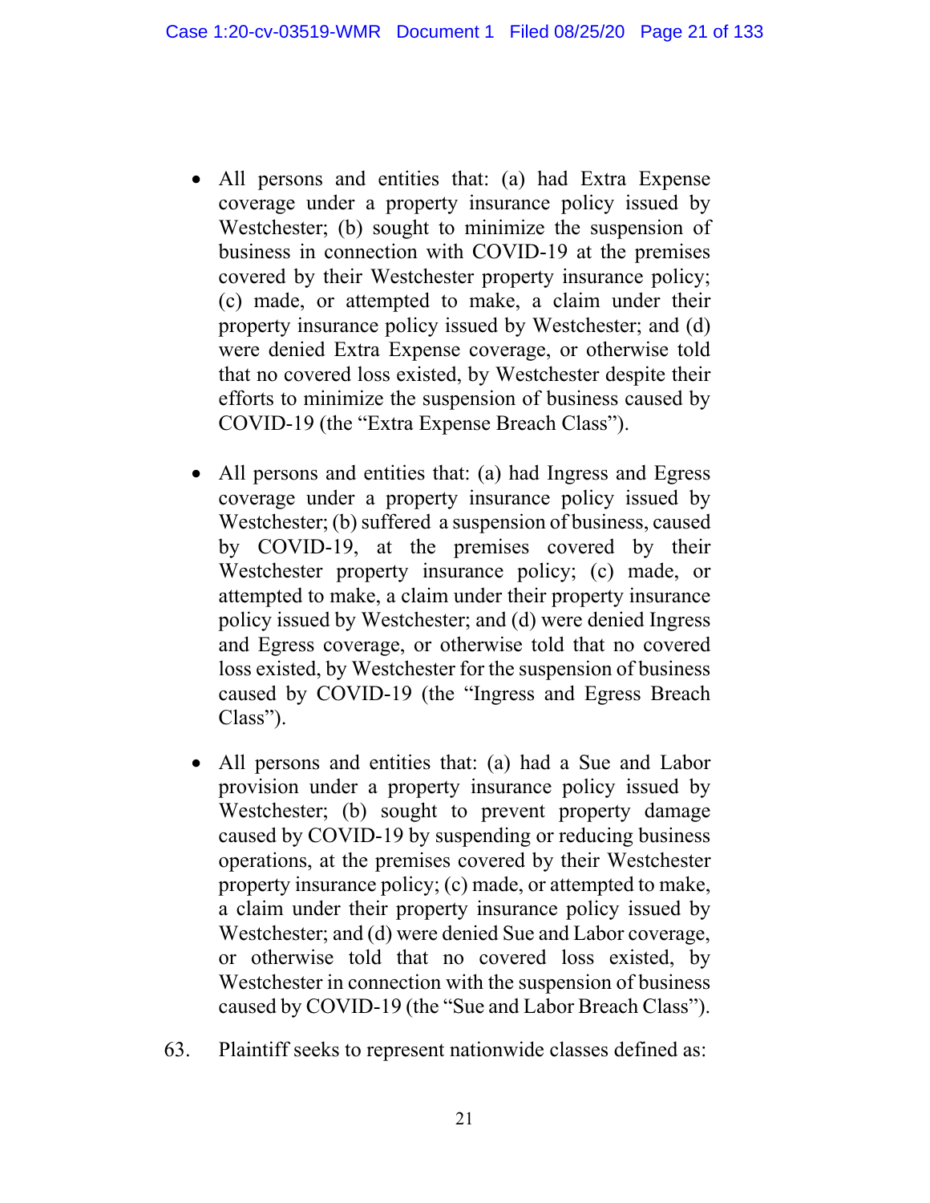- All persons and entities that: (a) had Extra Expense coverage under a property insurance policy issued by Westchester; (b) sought to minimize the suspension of business in connection with COVID-19 at the premises covered by their Westchester property insurance policy; (c) made, or attempted to make, a claim under their property insurance policy issued by Westchester; and (d) were denied Extra Expense coverage, or otherwise told that no covered loss existed, by Westchester despite their efforts to minimize the suspension of business caused by COVID-19 (the "Extra Expense Breach Class").

- All persons and entities that: (a) had Ingress and Egress coverage under a property insurance policy issued by Westchester; (b) suffered a suspension of business, caused by COVID-19, at the premises covered by their Westchester property insurance policy; (c) made, or attempted to make, a claim under their property insurance policy issued by Westchester; and (d) were denied Ingress and Egress coverage, or otherwise told that no covered loss existed, by Westchester for the suspension of business caused by COVID-19 (the "Ingress and Egress Breach Class").

- All persons and entities that: (a) had a Sue and Labor provision under a property insurance policy issued by Westchester; (b) sought to prevent property damage caused by COVID-19 by suspending or reducing business operations, at the premises covered by their Westchester property insurance policy; (c) made, or attempted to make, a claim under their property insurance policy issued by Westchester; and (d) were denied Sue and Labor coverage, or otherwise told that no covered loss existed, by Westchester in connection with the suspension of business caused by COVID-19 (the "Sue and Labor Breach Class").

63. Plaintiff seeks to represent nationwide classes defined as: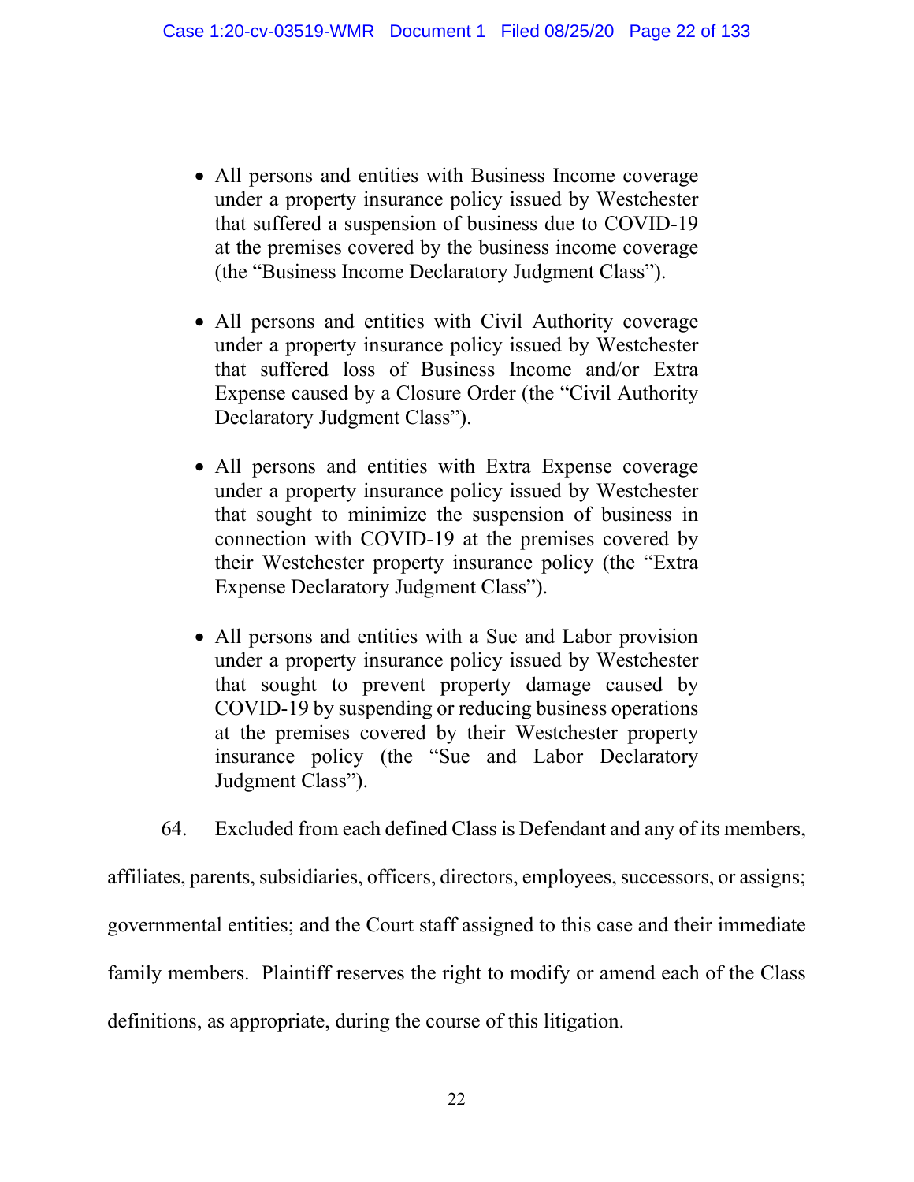- All persons and entities with Business Income coverage under a property insurance policy issued by Westchester that suffered a suspension of business due to COVID-19 at the premises covered by the business income coverage (the "Business Income Declaratory Judgment Class").

- All persons and entities with Civil Authority coverage under a property insurance policy issued by Westchester that suffered loss of Business Income and/or Extra Expense caused by a Closure Order (the "Civil Authority Declaratory Judgment Class").

- All persons and entities with Extra Expense coverage under a property insurance policy issued by Westchester that sought to minimize the suspension of business in connection with COVID-19 at the premises covered by their Westchester property insurance policy (the "Extra Expense Declaratory Judgment Class").

- All persons and entities with a Sue and Labor provision under a property insurance policy issued by Westchester that sought to prevent property damage caused by COVID-19 by suspending or reducing business operations at the premises covered by their Westchester property insurance policy (the "Sue and Labor Declaratory Judgment Class").

64. Excluded from each defined Class is Defendant and any of its members, affiliates, parents, subsidiaries, officers, directors, employees, successors, or assigns; governmental entities; and the Court staff assigned to this case and their immediate family members. Plaintiff reserves the right to modify or amend each of the Class definitions, as appropriate, during the course of this litigation.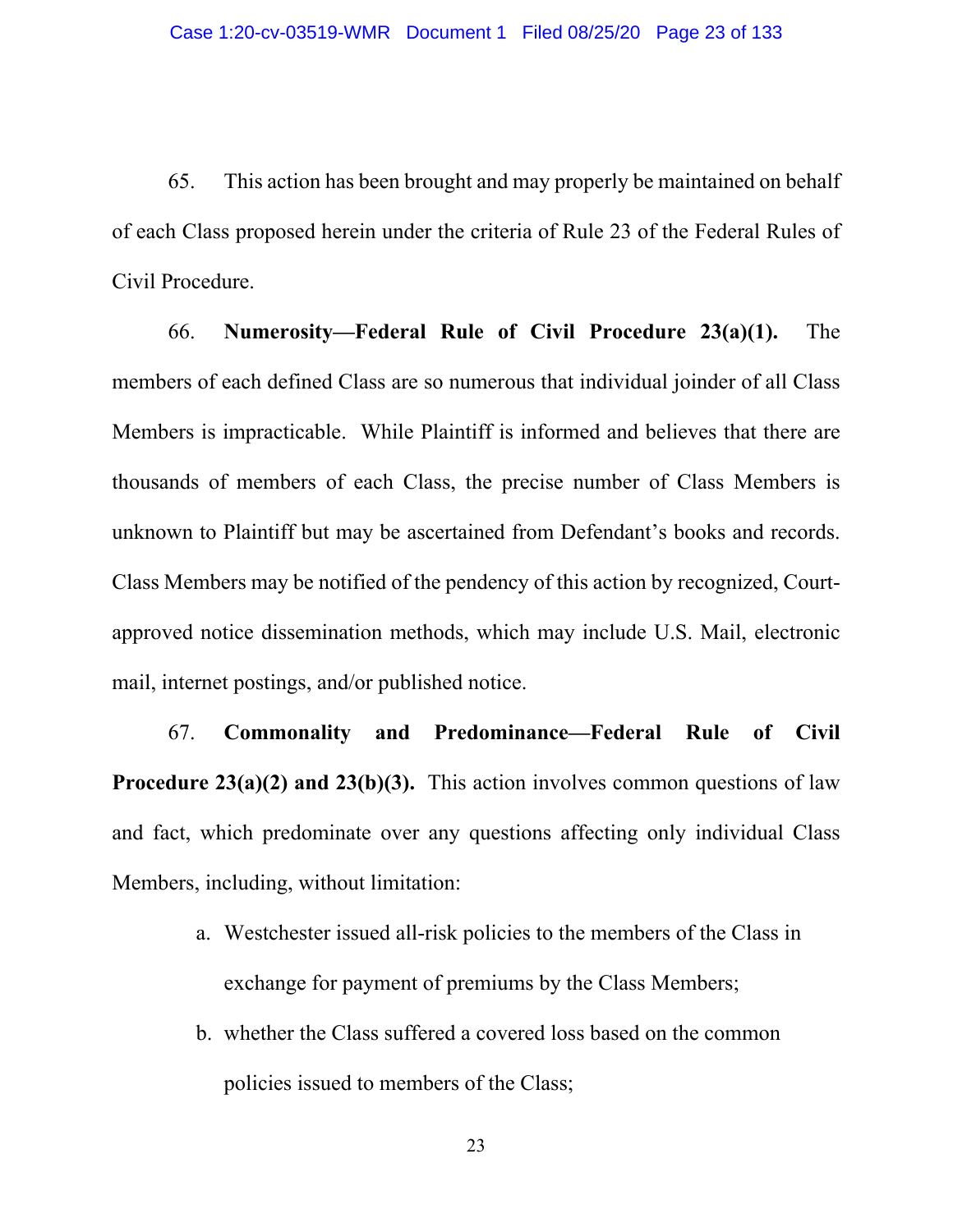65. This action has been brought and may properly be maintained on behalf of each Class proposed herein under the criteria of Rule 23 of the Federal Rules of Civil Procedure.

66. **Numerosity—Federal Rule of Civil Procedure 23(a)(1).** The members of each defined Class are so numerous that individual joinder of all Class Members is impracticable. While Plaintiff is informed and believes that there are thousands of members of each Class, the precise number of Class Members is unknown to Plaintiff but may be ascertained from Defendant's books and records. Class Members may be notified of the pendency of this action by recognized, Court-approved notice dissemination methods, which may include U.S. Mail, electronic mail, internet postings, and/or published notice.

67. **Commonality and Predominance—Federal Rule of Civil Procedure 23(a)(2) and 23(b)(3).** This action involves common questions of law and fact, which predominate over any questions affecting only individual Class Members, including, without limitation:

a. Westchester issued all-risk policies to the members of the Class in exchange for payment of premiums by the Class Members;

b. whether the Class suffered a covered loss based on the common policies issued to members of the Class;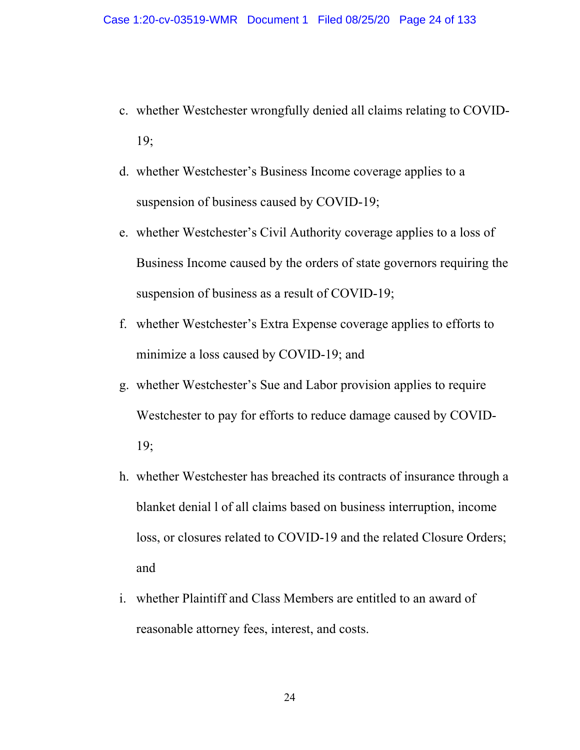c. whether Westchester wrongfully denied all claims relating to COVID-19;

d. whether Westchester's Business Income coverage applies to a suspension of business caused by COVID-19;

e. whether Westchester's Civil Authority coverage applies to a loss of Business Income caused by the orders of state governors requiring the suspension of business as a result of COVID-19;

f. whether Westchester's Extra Expense coverage applies to efforts to minimize a loss caused by COVID-19; and

g. whether Westchester's Sue and Labor provision applies to require Westchester to pay for efforts to reduce damage caused by COVID-19;

h. whether Westchester has breached its contracts of insurance through a blanket denial l of all claims based on business interruption, income loss, or closures related to COVID-19 and the related Closure Orders; and

i. whether Plaintiff and Class Members are entitled to an award of reasonable attorney fees, interest, and costs.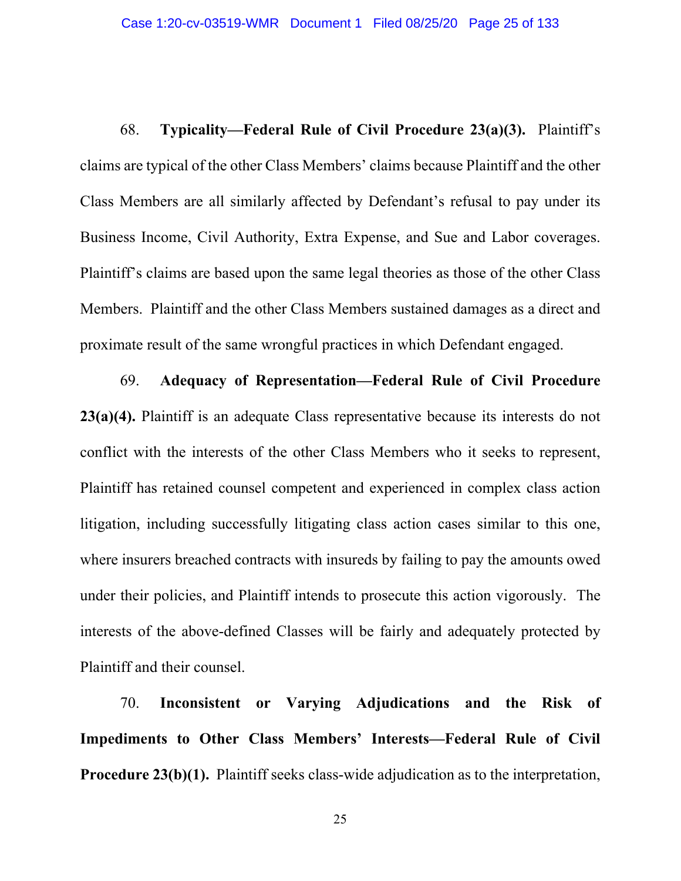68. **Typicality—Federal Rule of Civil Procedure 23(a)(3).** Plaintiff's claims are typical of the other Class Members' claims because Plaintiff and the other Class Members are all similarly affected by Defendant's refusal to pay under its Business Income, Civil Authority, Extra Expense, and Sue and Labor coverages. Plaintiff's claims are based upon the same legal theories as those of the other Class Members. Plaintiff and the other Class Members sustained damages as a direct and proximate result of the same wrongful practices in which Defendant engaged.

69. **Adequacy of Representation—Federal Rule of Civil Procedure 23(a)(4).** Plaintiff is an adequate Class representative because its interests do not conflict with the interests of the other Class Members who it seeks to represent, Plaintiff has retained counsel competent and experienced in complex class action litigation, including successfully litigating class action cases similar to this one, where insurers breached contracts with insureds by failing to pay the amounts owed under their policies, and Plaintiff intends to prosecute this action vigorously. The interests of the above-defined Classes will be fairly and adequately protected by Plaintiff and their counsel.

70. **Inconsistent or Varying Adjudications and the Risk of Impediments to Other Class Members' Interests—Federal Rule of Civil Procedure 23(b)(1).** Plaintiff seeks class-wide adjudication as to the interpretation,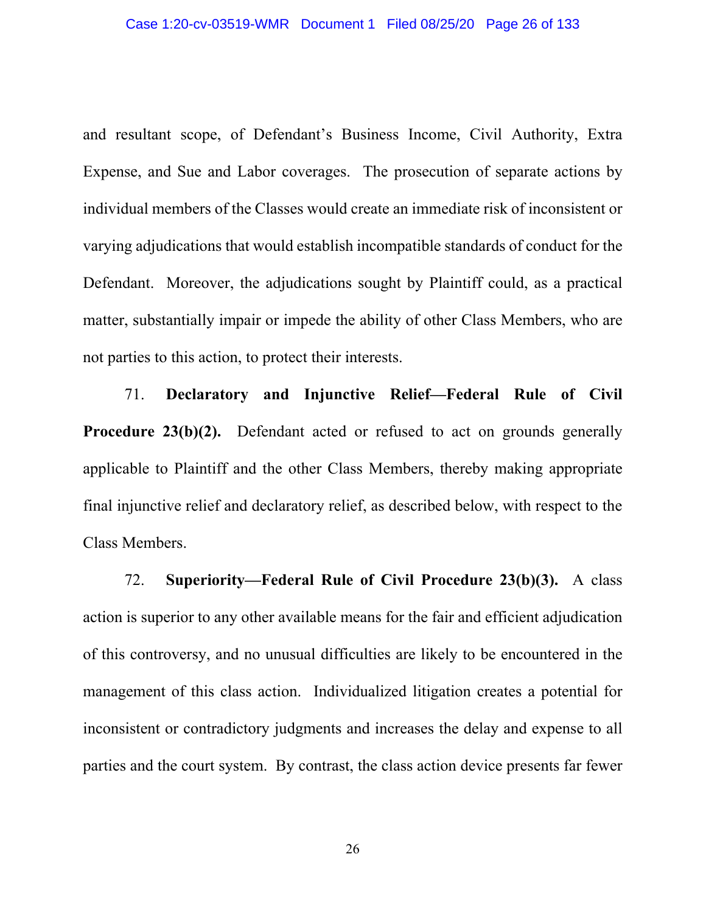and resultant scope, of Defendant's Business Income, Civil Authority, Extra Expense, and Sue and Labor coverages. The prosecution of separate actions by individual members of the Classes would create an immediate risk of inconsistent or varying adjudications that would establish incompatible standards of conduct for the Defendant. Moreover, the adjudications sought by Plaintiff could, as a practical matter, substantially impair or impede the ability of other Class Members, who are not parties to this action, to protect their interests.

71. **Declaratory and Injunctive Relief—Federal Rule of Civil Procedure 23(b)(2).** Defendant acted or refused to act on grounds generally applicable to Plaintiff and the other Class Members, thereby making appropriate final injunctive relief and declaratory relief, as described below, with respect to the Class Members.

72. **Superiority—Federal Rule of Civil Procedure 23(b)(3).** A class action is superior to any other available means for the fair and efficient adjudication of this controversy, and no unusual difficulties are likely to be encountered in the management of this class action. Individualized litigation creates a potential for inconsistent or contradictory judgments and increases the delay and expense to all parties and the court system. By contrast, the class action device presents far fewer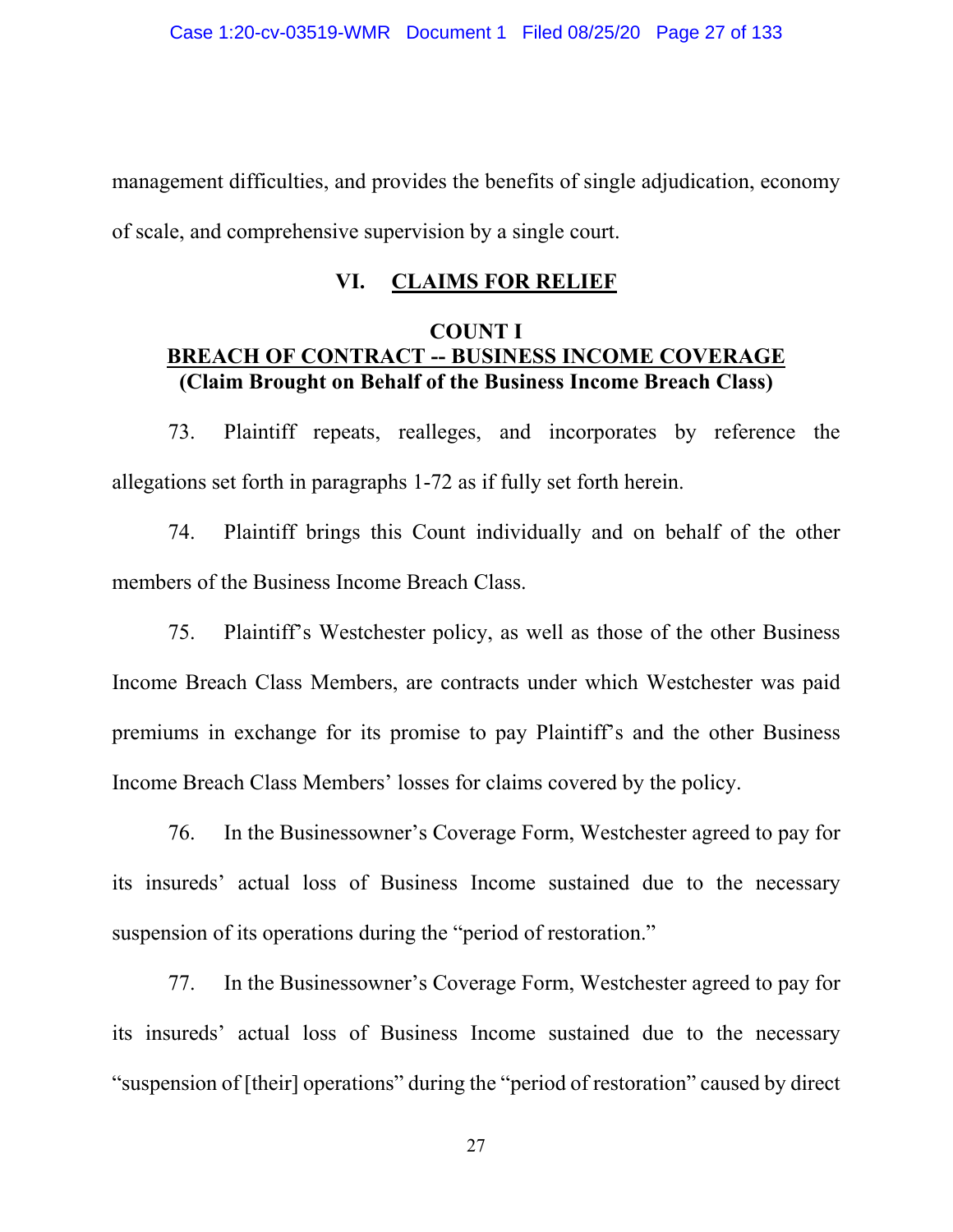management difficulties, and provides the benefits of single adjudication, economy of scale, and comprehensive supervision by a single court.

## VI. CLAIMS FOR RELIEF

### COUNT I
### BREACH OF CONTRACT -- BUSINESS INCOME COVERAGE
**(Claim Brought on Behalf of the Business Income Breach Class)**

73. Plaintiff repeats, realleges, and incorporates by reference the allegations set forth in paragraphs 1-72 as if fully set forth herein.

74. Plaintiff brings this Count individually and on behalf of the other members of the Business Income Breach Class.

75. Plaintiff's Westchester policy, as well as those of the other Business Income Breach Class Members, are contracts under which Westchester was paid premiums in exchange for its promise to pay Plaintiff's and the other Business Income Breach Class Members' losses for claims covered by the policy.

76. In the Businessowner's Coverage Form, Westchester agreed to pay for its insureds' actual loss of Business Income sustained due to the necessary suspension of its operations during the "period of restoration."

77. In the Businessowner's Coverage Form, Westchester agreed to pay for its insureds' actual loss of Business Income sustained due to the necessary "suspension of [their] operations" during the "period of restoration" caused by direct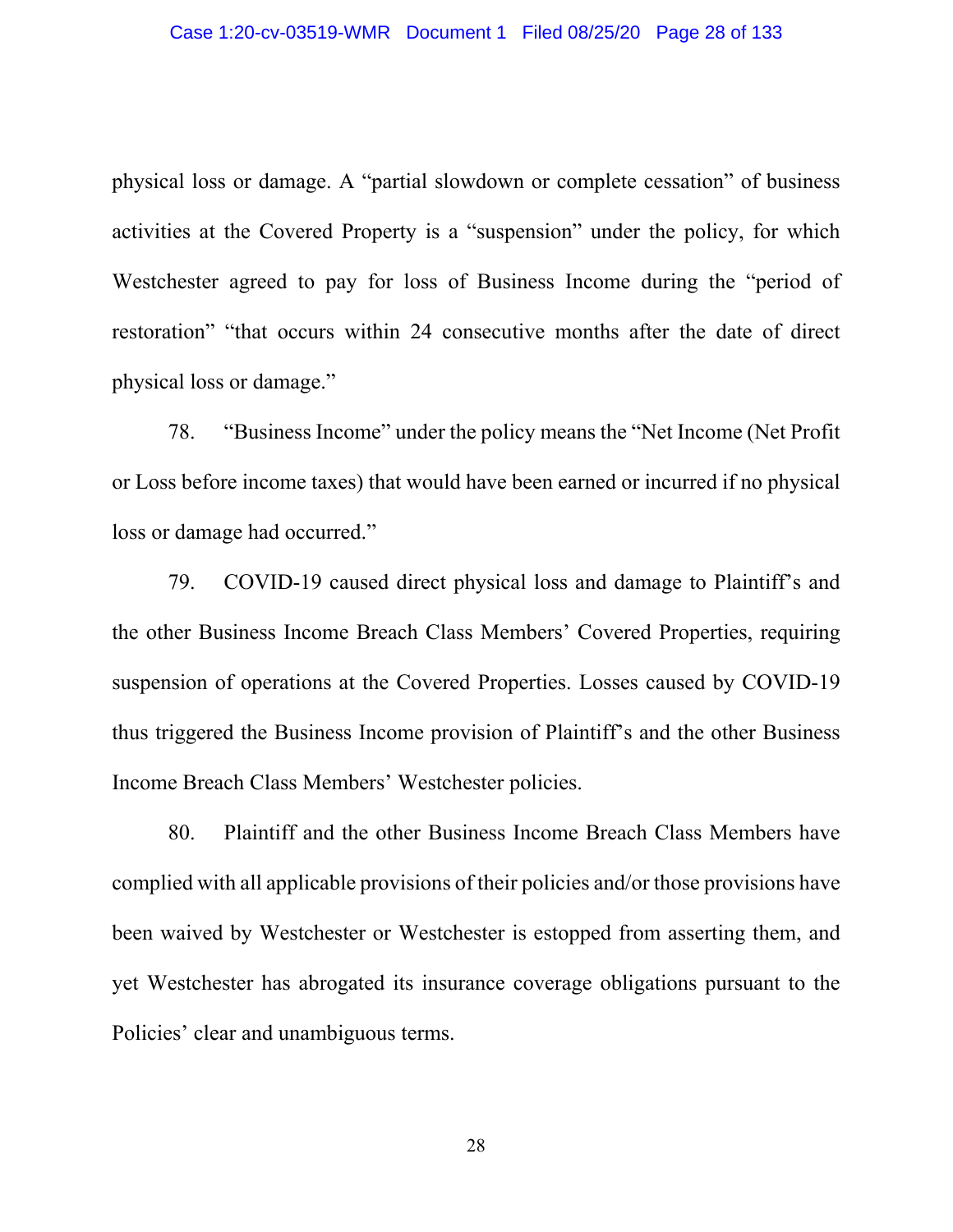physical loss or damage. A "partial slowdown or complete cessation" of business activities at the Covered Property is a "suspension" under the policy, for which Westchester agreed to pay for loss of Business Income during the "period of restoration" "that occurs within 24 consecutive months after the date of direct physical loss or damage."

78. "Business Income" under the policy means the "Net Income (Net Profit or Loss before income taxes) that would have been earned or incurred if no physical loss or damage had occurred."

79. COVID-19 caused direct physical loss and damage to Plaintiff's and the other Business Income Breach Class Members' Covered Properties, requiring suspension of operations at the Covered Properties. Losses caused by COVID-19 thus triggered the Business Income provision of Plaintiff's and the other Business Income Breach Class Members' Westchester policies.

80. Plaintiff and the other Business Income Breach Class Members have complied with all applicable provisions of their policies and/or those provisions have been waived by Westchester or Westchester is estopped from asserting them, and yet Westchester has abrogated its insurance coverage obligations pursuant to the Policies' clear and unambiguous terms.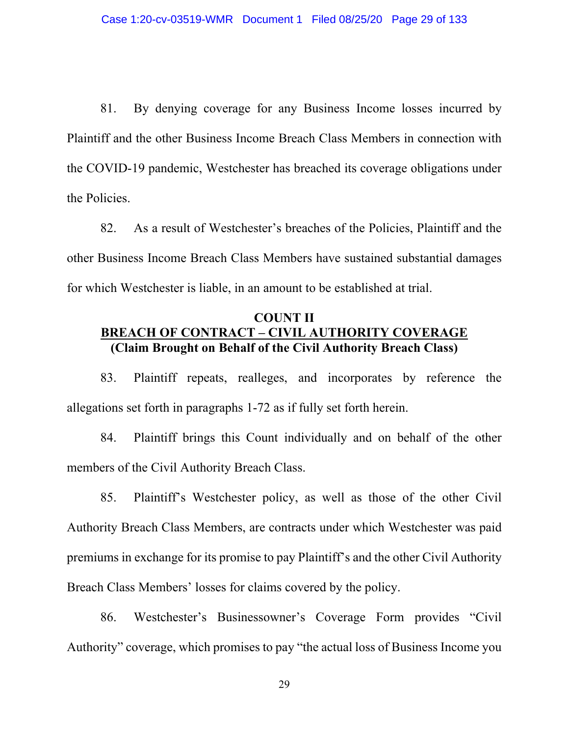81. By denying coverage for any Business Income losses incurred by Plaintiff and the other Business Income Breach Class Members in connection with the COVID-19 pandemic, Westchester has breached its coverage obligations under the Policies.

82. As a result of Westchester's breaches of the Policies, Plaintiff and the other Business Income Breach Class Members have sustained substantial damages for which Westchester is liable, in an amount to be established at trial.

**COUNT II**
**BREACH OF CONTRACT – CIVIL AUTHORITY COVERAGE**
**(Claim Brought on Behalf of the Civil Authority Breach Class)**

83. Plaintiff repeats, realleges, and incorporates by reference the allegations set forth in paragraphs 1-72 as if fully set forth herein.

84. Plaintiff brings this Count individually and on behalf of the other members of the Civil Authority Breach Class.

85. Plaintiff's Westchester policy, as well as those of the other Civil Authority Breach Class Members, are contracts under which Westchester was paid premiums in exchange for its promise to pay Plaintiff's and the other Civil Authority Breach Class Members' losses for claims covered by the policy.

86. Westchester's Businessowner's Coverage Form provides "Civil Authority" coverage, which promises to pay "the actual loss of Business Income you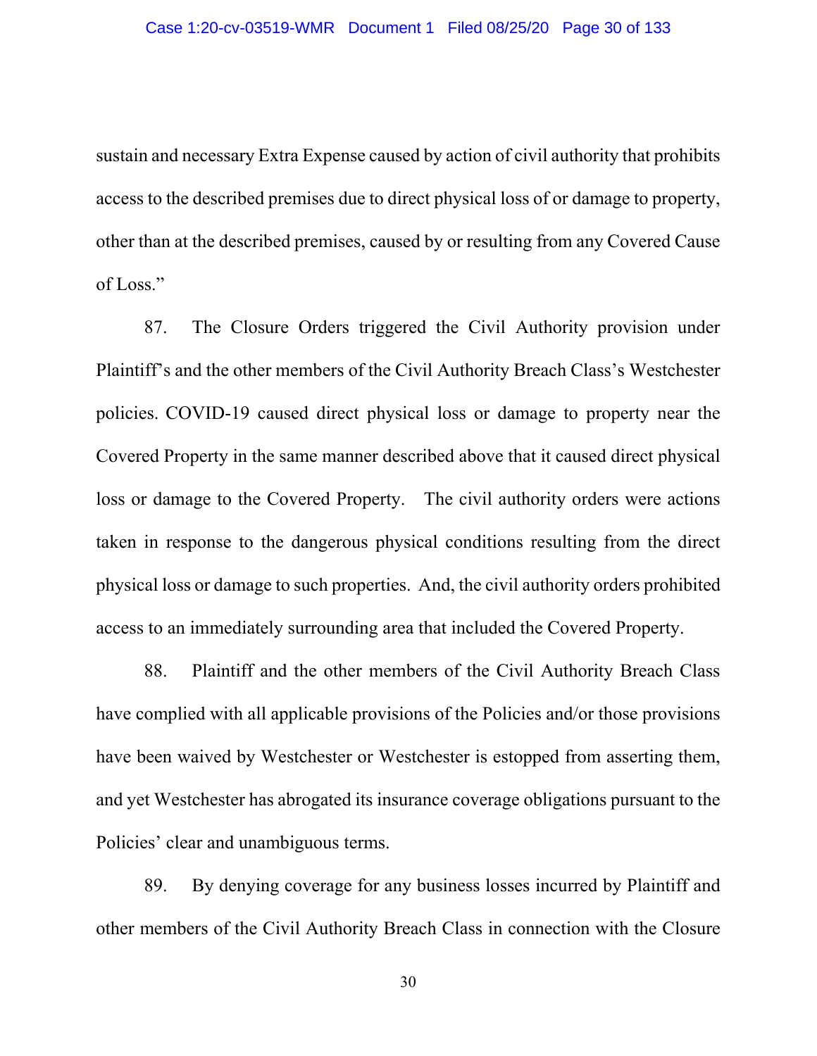sustain and necessary Extra Expense caused by action of civil authority that prohibits access to the described premises due to direct physical loss of or damage to property, other than at the described premises, caused by or resulting from any Covered Cause of Loss."

87. The Closure Orders triggered the Civil Authority provision under Plaintiff's and the other members of the Civil Authority Breach Class's Westchester policies. COVID-19 caused direct physical loss or damage to property near the Covered Property in the same manner described above that it caused direct physical loss or damage to the Covered Property. The civil authority orders were actions taken in response to the dangerous physical conditions resulting from the direct physical loss or damage to such properties. And, the civil authority orders prohibited access to an immediately surrounding area that included the Covered Property.

88. Plaintiff and the other members of the Civil Authority Breach Class have complied with all applicable provisions of the Policies and/or those provisions have been waived by Westchester or Westchester is estopped from asserting them, and yet Westchester has abrogated its insurance coverage obligations pursuant to the Policies' clear and unambiguous terms.

89. By denying coverage for any business losses incurred by Plaintiff and other members of the Civil Authority Breach Class in connection with the Closure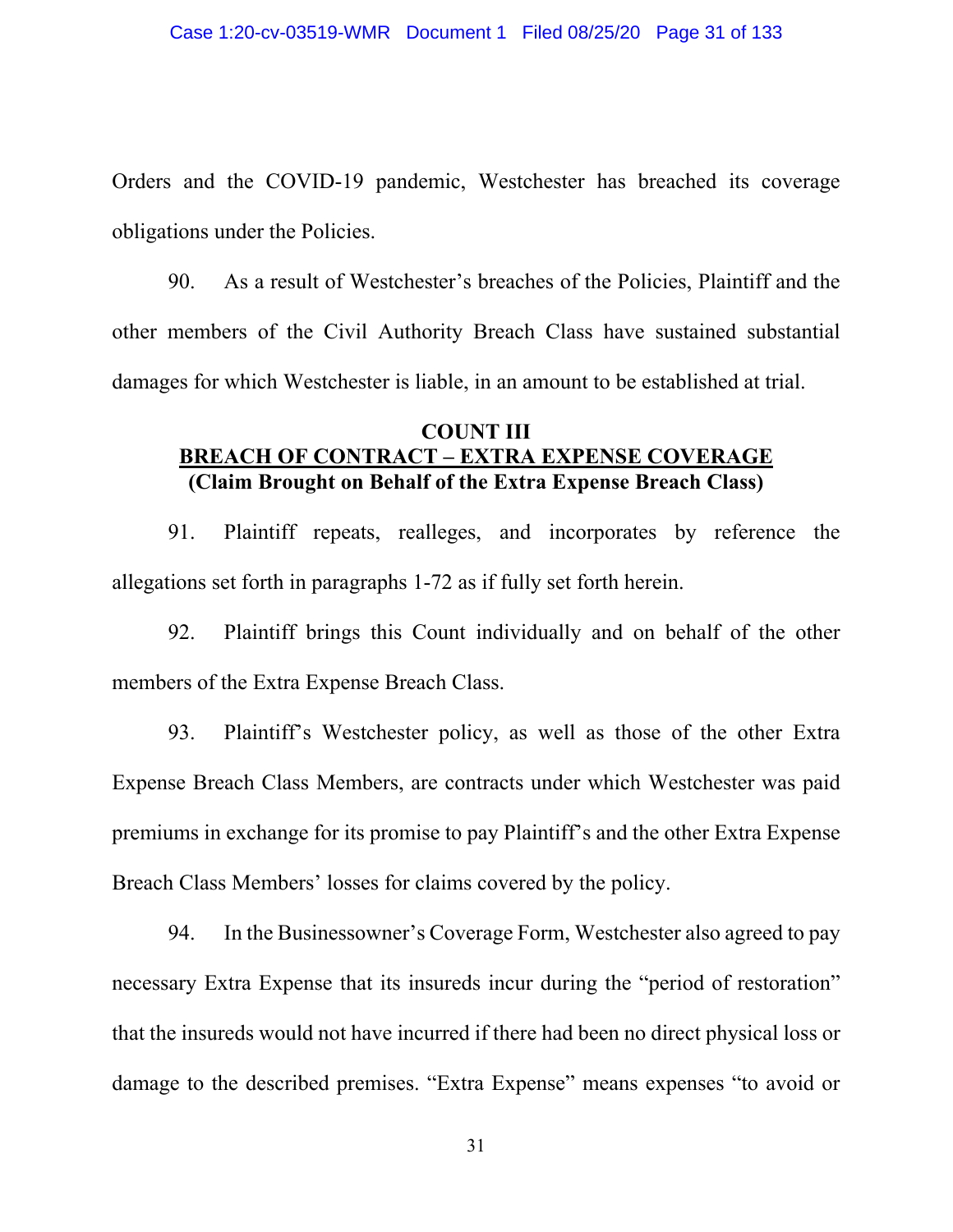Orders and the COVID-19 pandemic, Westchester has breached its coverage obligations under the Policies.

90. As a result of Westchester's breaches of the Policies, Plaintiff and the other members of the Civil Authority Breach Class have sustained substantial damages for which Westchester is liable, in an amount to be established at trial.

**COUNT III**
**BREACH OF CONTRACT – EXTRA EXPENSE COVERAGE**
**(Claim Brought on Behalf of the Extra Expense Breach Class)**

91. Plaintiff repeats, realleges, and incorporates by reference the allegations set forth in paragraphs 1-72 as if fully set forth herein.

92. Plaintiff brings this Count individually and on behalf of the other members of the Extra Expense Breach Class.

93. Plaintiff's Westchester policy, as well as those of the other Extra Expense Breach Class Members, are contracts under which Westchester was paid premiums in exchange for its promise to pay Plaintiff's and the other Extra Expense Breach Class Members' losses for claims covered by the policy.

94. In the Businessowner's Coverage Form, Westchester also agreed to pay necessary Extra Expense that its insureds incur during the "period of restoration" that the insureds would not have incurred if there had been no direct physical loss or damage to the described premises. "Extra Expense" means expenses "to avoid or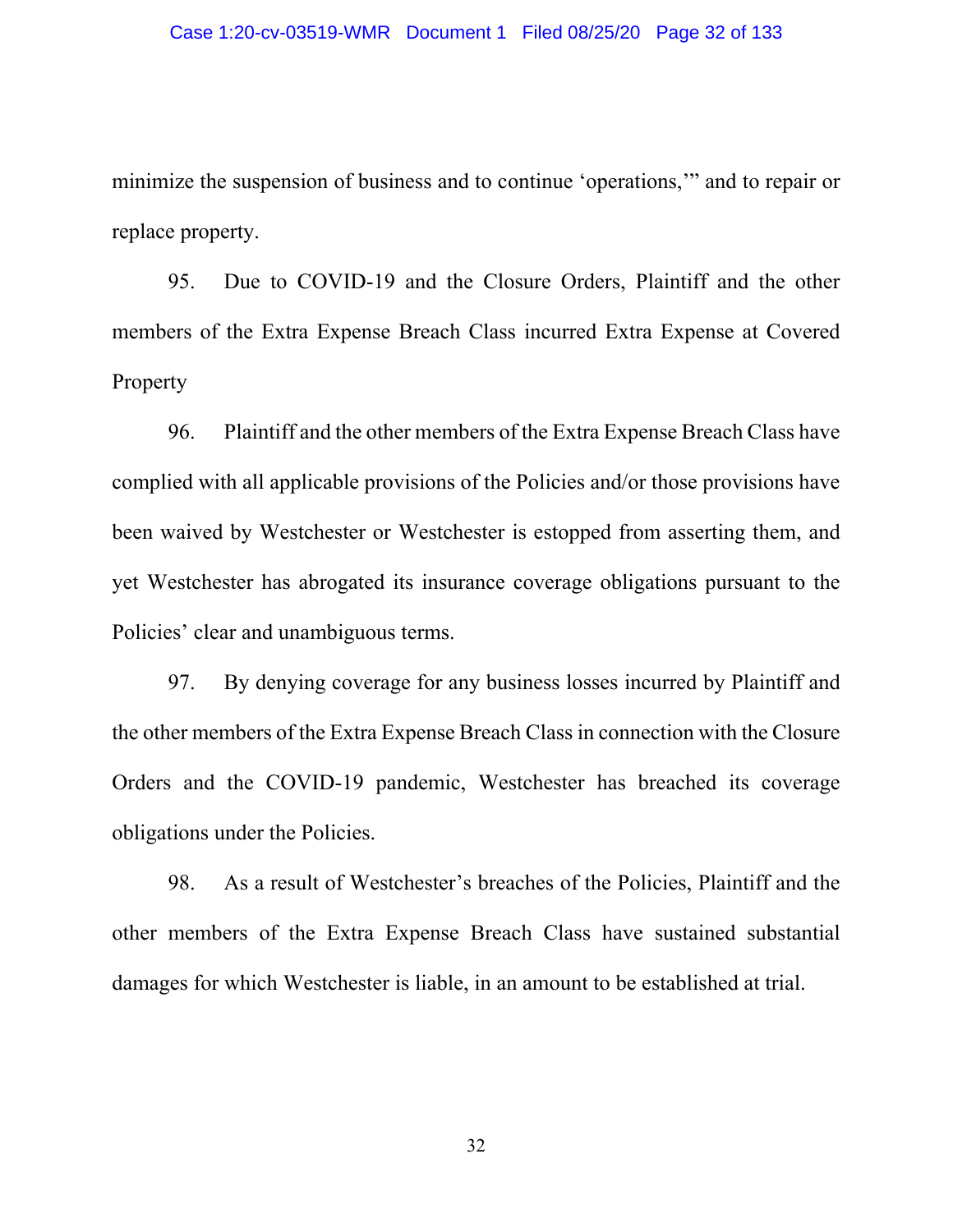minimize the suspension of business and to continue 'operations,'" and to repair or replace property.

95. Due to COVID-19 and the Closure Orders, Plaintiff and the other members of the Extra Expense Breach Class incurred Extra Expense at Covered Property

96. Plaintiff and the other members of the Extra Expense Breach Class have complied with all applicable provisions of the Policies and/or those provisions have been waived by Westchester or Westchester is estopped from asserting them, and yet Westchester has abrogated its insurance coverage obligations pursuant to the Policies' clear and unambiguous terms.

97. By denying coverage for any business losses incurred by Plaintiff and the other members of the Extra Expense Breach Class in connection with the Closure Orders and the COVID-19 pandemic, Westchester has breached its coverage obligations under the Policies.

98. As a result of Westchester's breaches of the Policies, Plaintiff and the other members of the Extra Expense Breach Class have sustained substantial damages for which Westchester is liable, in an amount to be established at trial.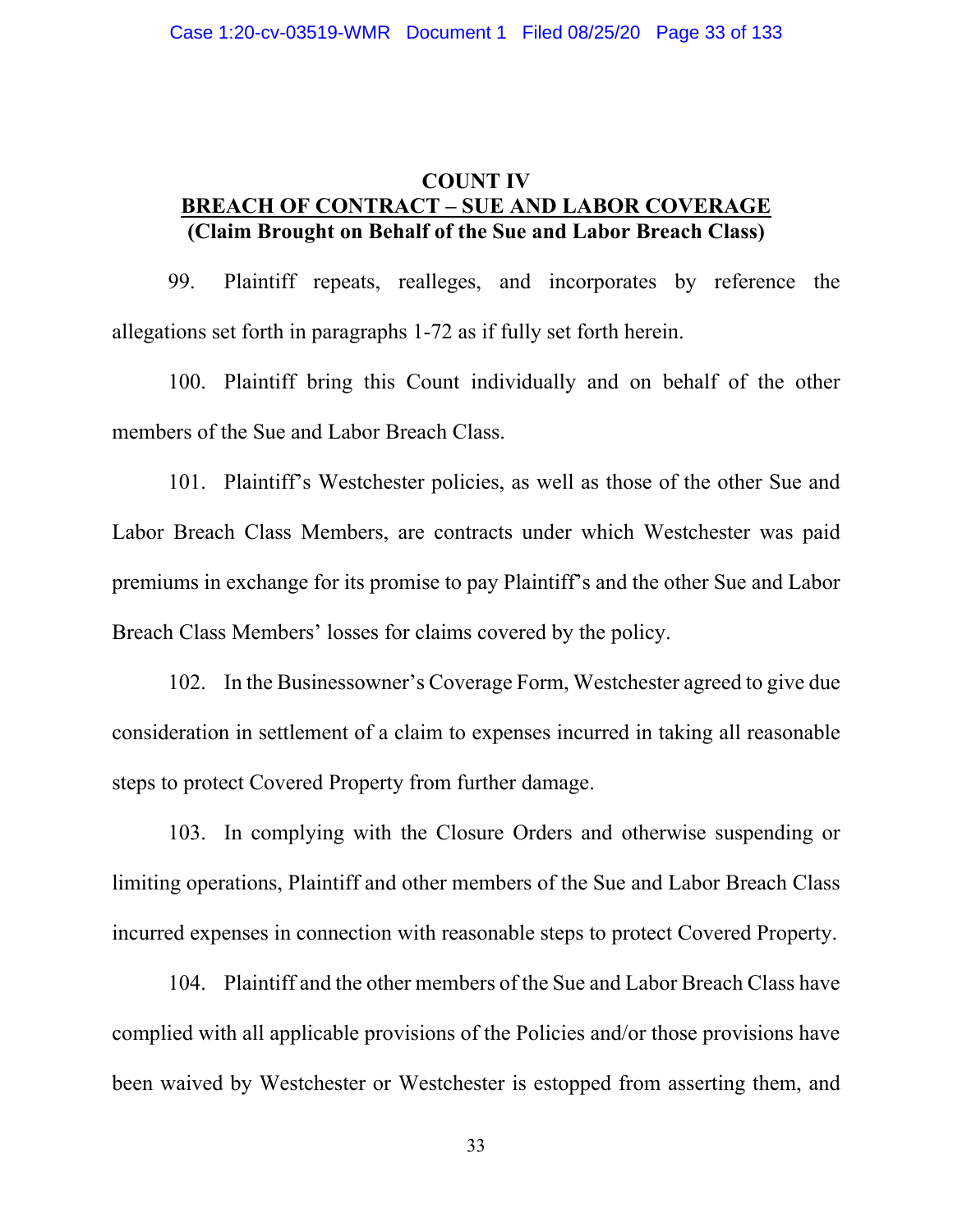## COUNT IV
## BREACH OF CONTRACT – SUE AND LABOR COVERAGE
**(Claim Brought on Behalf of the Sue and Labor Breach Class)**

99. Plaintiff repeats, realleges, and incorporates by reference the allegations set forth in paragraphs 1-72 as if fully set forth herein.

100. Plaintiff bring this Count individually and on behalf of the other members of the Sue and Labor Breach Class.

101. Plaintiff's Westchester policies, as well as those of the other Sue and Labor Breach Class Members, are contracts under which Westchester was paid premiums in exchange for its promise to pay Plaintiff's and the other Sue and Labor Breach Class Members' losses for claims covered by the policy.

102. In the Businessowner's Coverage Form, Westchester agreed to give due consideration in settlement of a claim to expenses incurred in taking all reasonable steps to protect Covered Property from further damage.

103. In complying with the Closure Orders and otherwise suspending or limiting operations, Plaintiff and other members of the Sue and Labor Breach Class incurred expenses in connection with reasonable steps to protect Covered Property.

104. Plaintiff and the other members of the Sue and Labor Breach Class have complied with all applicable provisions of the Policies and/or those provisions have been waived by Westchester or Westchester is estopped from asserting them, and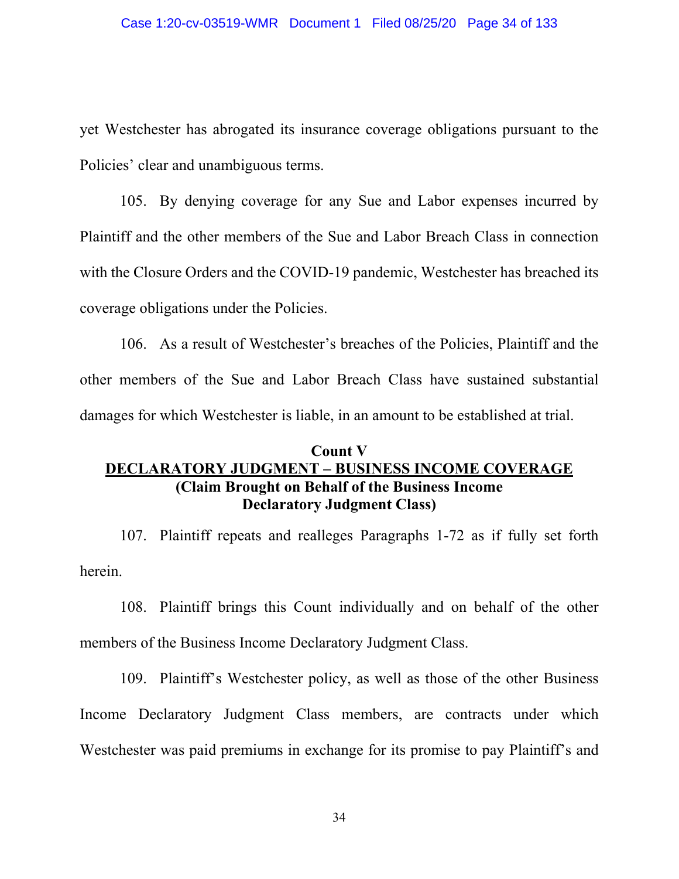yet Westchester has abrogated its insurance coverage obligations pursuant to the Policies' clear and unambiguous terms.

105. By denying coverage for any Sue and Labor expenses incurred by Plaintiff and the other members of the Sue and Labor Breach Class in connection with the Closure Orders and the COVID-19 pandemic, Westchester has breached its coverage obligations under the Policies.

106. As a result of Westchester's breaches of the Policies, Plaintiff and the other members of the Sue and Labor Breach Class have sustained substantial damages for which Westchester is liable, in an amount to be established at trial.

**Count V**
**DECLARATORY JUDGMENT – BUSINESS INCOME COVERAGE**
**(Claim Brought on Behalf of the Business Income Declaratory Judgment Class)**

107. Plaintiff repeats and realleges Paragraphs 1-72 as if fully set forth herein.

108. Plaintiff brings this Count individually and on behalf of the other members of the Business Income Declaratory Judgment Class.

109. Plaintiff's Westchester policy, as well as those of the other Business Income Declaratory Judgment Class members, are contracts under which Westchester was paid premiums in exchange for its promise to pay Plaintiff's and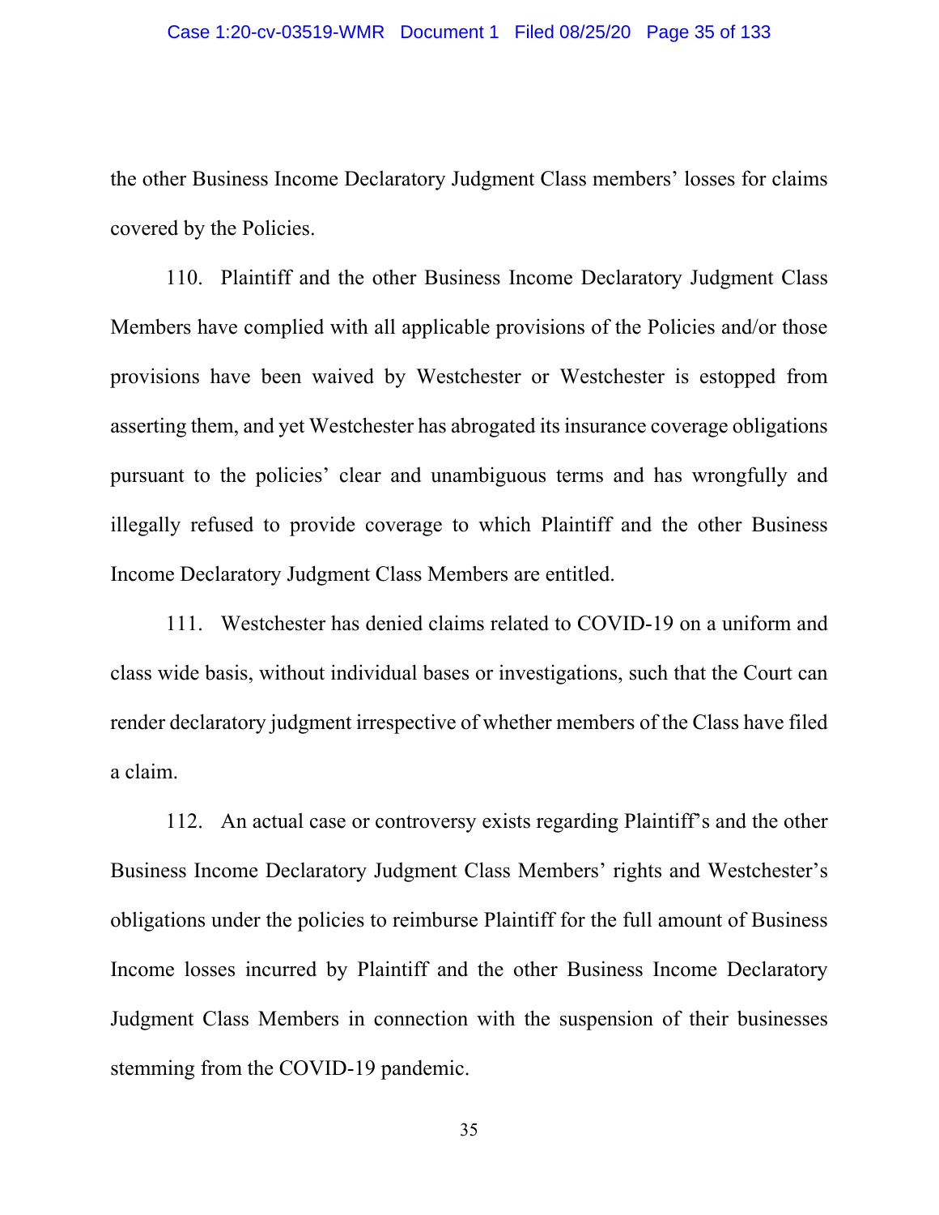the other Business Income Declaratory Judgment Class members' losses for claims covered by the Policies.

110. Plaintiff and the other Business Income Declaratory Judgment Class Members have complied with all applicable provisions of the Policies and/or those provisions have been waived by Westchester or Westchester is estopped from asserting them, and yet Westchester has abrogated its insurance coverage obligations pursuant to the policies' clear and unambiguous terms and has wrongfully and illegally refused to provide coverage to which Plaintiff and the other Business Income Declaratory Judgment Class Members are entitled.

111. Westchester has denied claims related to COVID-19 on a uniform and class wide basis, without individual bases or investigations, such that the Court can render declaratory judgment irrespective of whether members of the Class have filed a claim.

112. An actual case or controversy exists regarding Plaintiff's and the other Business Income Declaratory Judgment Class Members' rights and Westchester's obligations under the policies to reimburse Plaintiff for the full amount of Business Income losses incurred by Plaintiff and the other Business Income Declaratory Judgment Class Members in connection with the suspension of their businesses stemming from the COVID-19 pandemic.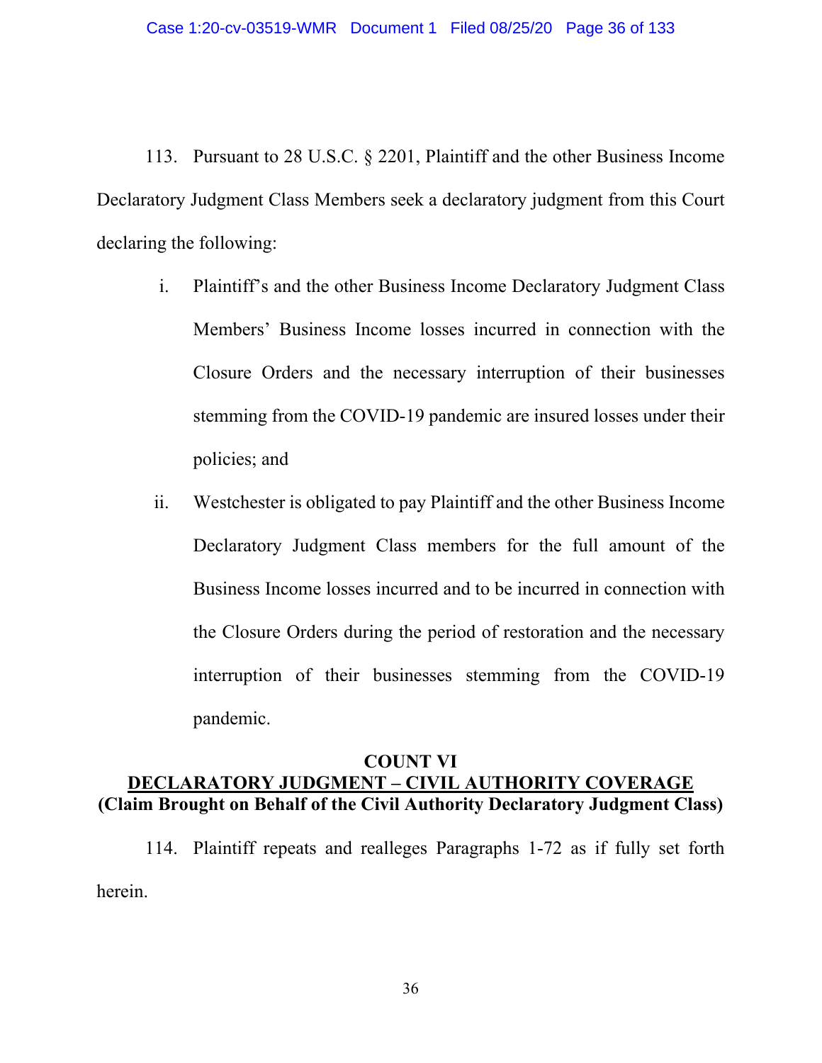113. Pursuant to 28 U.S.C. § 2201, Plaintiff and the other Business Income Declaratory Judgment Class Members seek a declaratory judgment from this Court declaring the following:

i. Plaintiff's and the other Business Income Declaratory Judgment Class Members' Business Income losses incurred in connection with the Closure Orders and the necessary interruption of their businesses stemming from the COVID-19 pandemic are insured losses under their policies; and

ii. Westchester is obligated to pay Plaintiff and the other Business Income Declaratory Judgment Class members for the full amount of the Business Income losses incurred and to be incurred in connection with the Closure Orders during the period of restoration and the necessary interruption of their businesses stemming from the COVID-19 pandemic.

## COUNT VI
## <u>DECLARATORY JUDGMENT – CIVIL AUTHORITY COVERAGE</u>
## (Claim Brought on Behalf of the Civil Authority Declaratory Judgment Class)

114. Plaintiff repeats and realleges Paragraphs 1-72 as if fully set forth herein.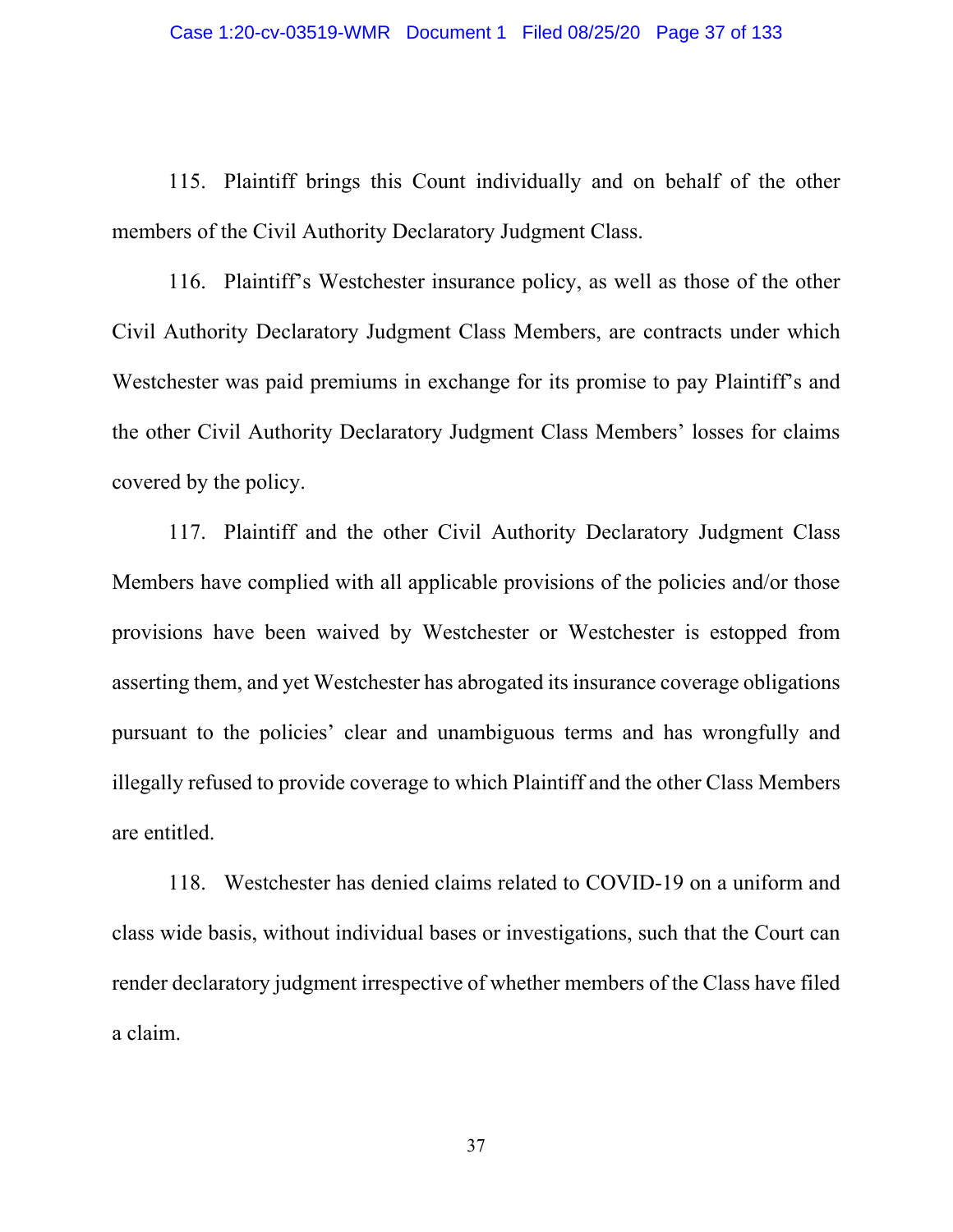115. Plaintiff brings this Count individually and on behalf of the other members of the Civil Authority Declaratory Judgment Class.

116. Plaintiff's Westchester insurance policy, as well as those of the other Civil Authority Declaratory Judgment Class Members, are contracts under which Westchester was paid premiums in exchange for its promise to pay Plaintiff's and the other Civil Authority Declaratory Judgment Class Members' losses for claims covered by the policy.

117. Plaintiff and the other Civil Authority Declaratory Judgment Class Members have complied with all applicable provisions of the policies and/or those provisions have been waived by Westchester or Westchester is estopped from asserting them, and yet Westchester has abrogated its insurance coverage obligations pursuant to the policies' clear and unambiguous terms and has wrongfully and illegally refused to provide coverage to which Plaintiff and the other Class Members are entitled.

118. Westchester has denied claims related to COVID-19 on a uniform and class wide basis, without individual bases or investigations, such that the Court can render declaratory judgment irrespective of whether members of the Class have filed a claim.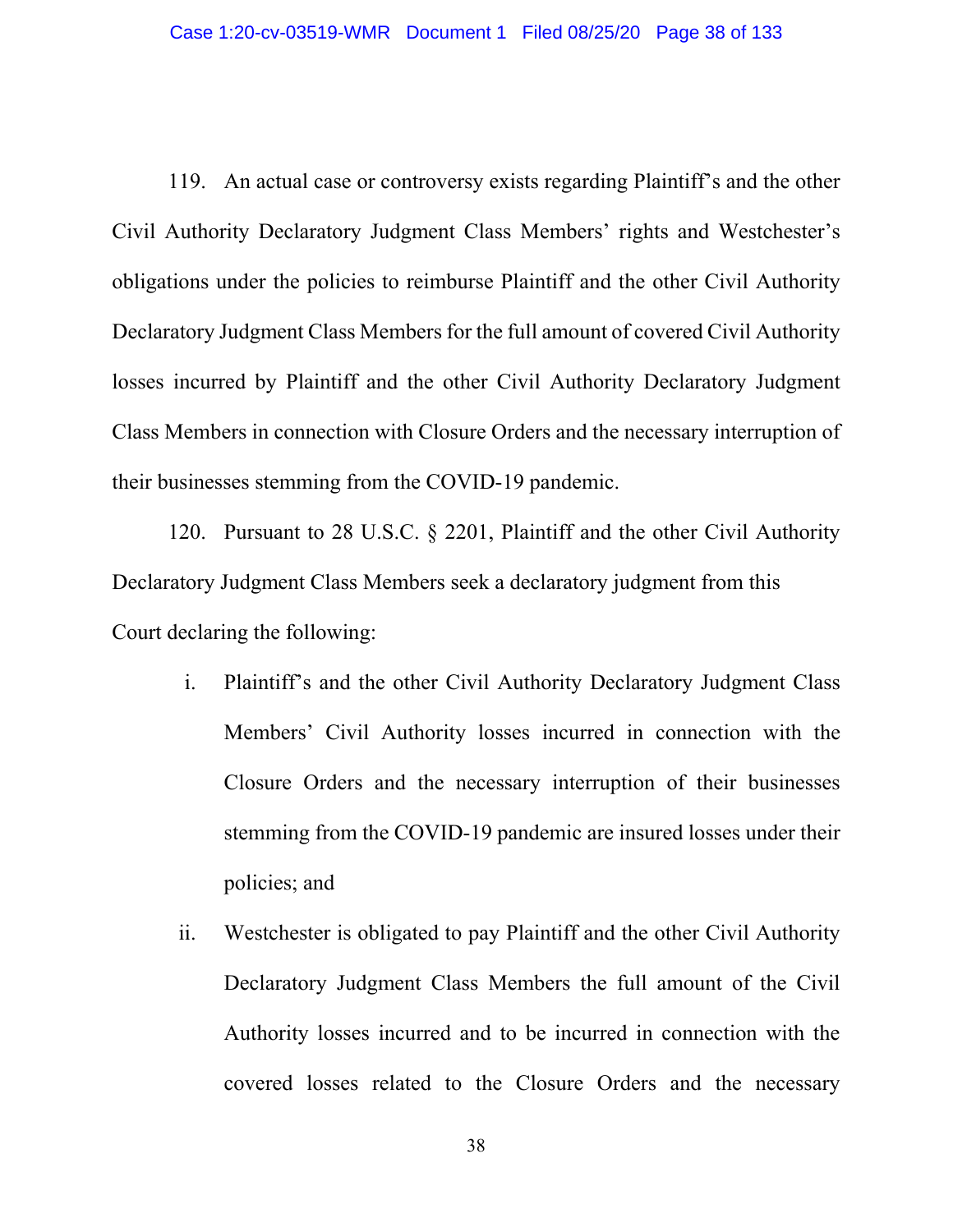119. An actual case or controversy exists regarding Plaintiff's and the other Civil Authority Declaratory Judgment Class Members' rights and Westchester's obligations under the policies to reimburse Plaintiff and the other Civil Authority Declaratory Judgment Class Members for the full amount of covered Civil Authority losses incurred by Plaintiff and the other Civil Authority Declaratory Judgment Class Members in connection with Closure Orders and the necessary interruption of their businesses stemming from the COVID-19 pandemic.

120. Pursuant to 28 U.S.C. § 2201, Plaintiff and the other Civil Authority Declaratory Judgment Class Members seek a declaratory judgment from this Court declaring the following:

i. Plaintiff's and the other Civil Authority Declaratory Judgment Class Members' Civil Authority losses incurred in connection with the Closure Orders and the necessary interruption of their businesses stemming from the COVID-19 pandemic are insured losses under their policies; and

ii. Westchester is obligated to pay Plaintiff and the other Civil Authority Declaratory Judgment Class Members the full amount of the Civil Authority losses incurred and to be incurred in connection with the covered losses related to the Closure Orders and the necessary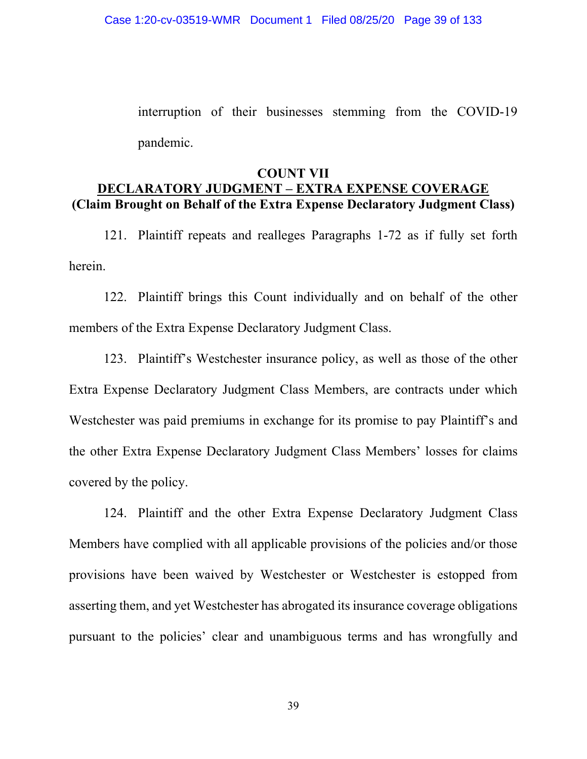interruption of their businesses stemming from the COVID-19 pandemic.

**COUNT VII**

**DECLARATORY JUDGMENT – EXTRA EXPENSE COVERAGE**

**(Claim Brought on Behalf of the Extra Expense Declaratory Judgment Class)**

121. Plaintiff repeats and realleges Paragraphs 1-72 as if fully set forth herein.

122. Plaintiff brings this Count individually and on behalf of the other members of the Extra Expense Declaratory Judgment Class.

123. Plaintiff's Westchester insurance policy, as well as those of the other Extra Expense Declaratory Judgment Class Members, are contracts under which Westchester was paid premiums in exchange for its promise to pay Plaintiff's and the other Extra Expense Declaratory Judgment Class Members' losses for claims covered by the policy.

124. Plaintiff and the other Extra Expense Declaratory Judgment Class Members have complied with all applicable provisions of the policies and/or those provisions have been waived by Westchester or Westchester is estopped from asserting them, and yet Westchester has abrogated its insurance coverage obligations pursuant to the policies' clear and unambiguous terms and has wrongfully and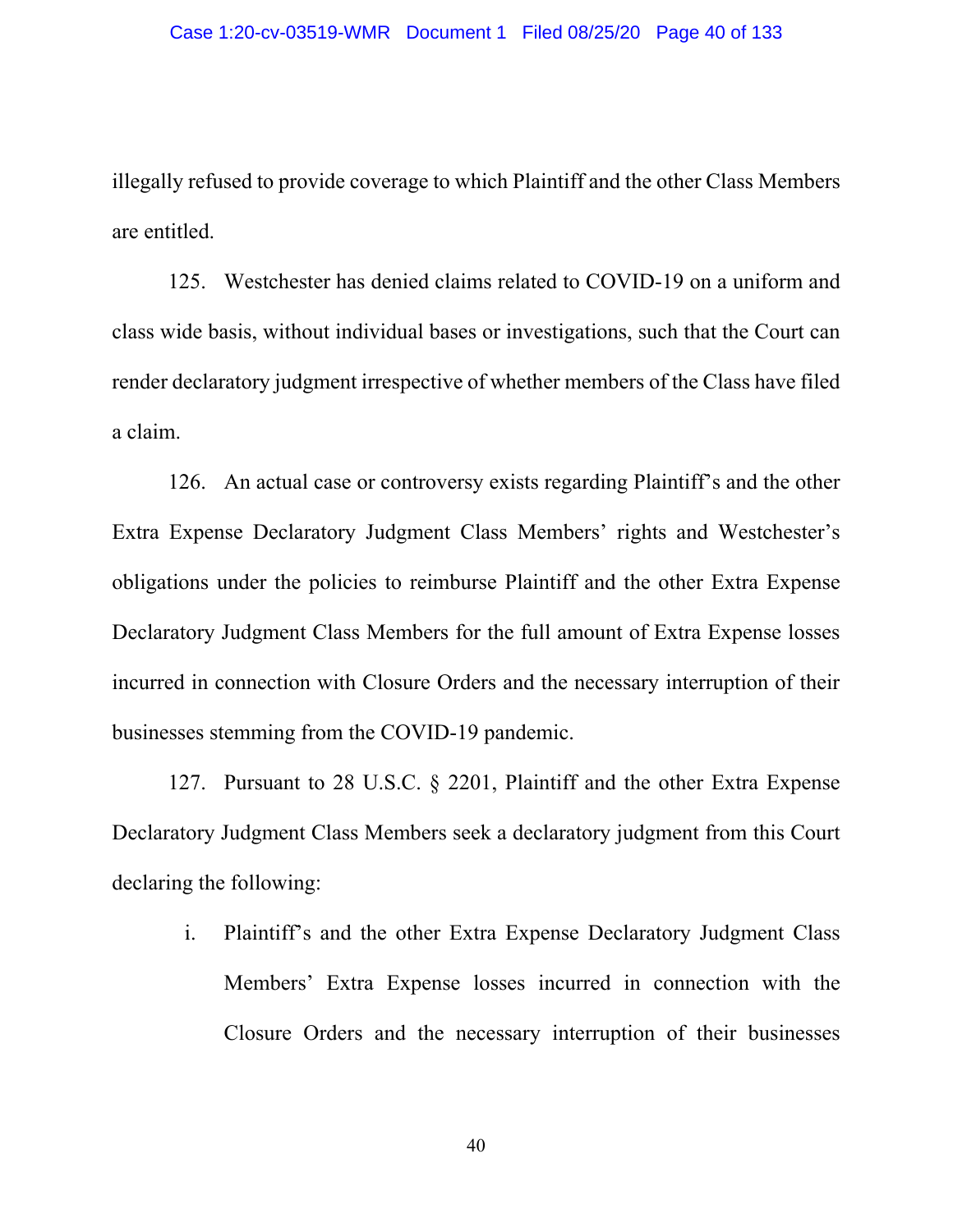illegally refused to provide coverage to which Plaintiff and the other Class Members are entitled.

125. Westchester has denied claims related to COVID-19 on a uniform and class wide basis, without individual bases or investigations, such that the Court can render declaratory judgment irrespective of whether members of the Class have filed a claim.

126. An actual case or controversy exists regarding Plaintiff's and the other Extra Expense Declaratory Judgment Class Members' rights and Westchester's obligations under the policies to reimburse Plaintiff and the other Extra Expense Declaratory Judgment Class Members for the full amount of Extra Expense losses incurred in connection with Closure Orders and the necessary interruption of their businesses stemming from the COVID-19 pandemic.

127. Pursuant to 28 U.S.C. § 2201, Plaintiff and the other Extra Expense Declaratory Judgment Class Members seek a declaratory judgment from this Court declaring the following:

i. Plaintiff's and the other Extra Expense Declaratory Judgment Class Members' Extra Expense losses incurred in connection with the Closure Orders and the necessary interruption of their businesses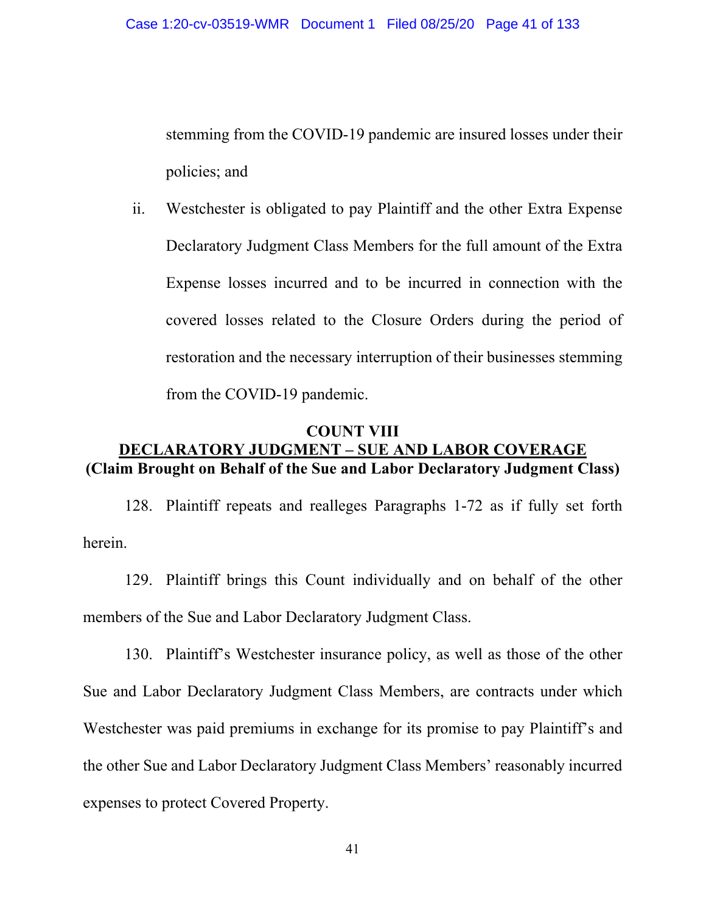stemming from the COVID-19 pandemic are insured losses under their policies; and

ii. Westchester is obligated to pay Plaintiff and the other Extra Expense Declaratory Judgment Class Members for the full amount of the Extra Expense losses incurred and to be incurred in connection with the covered losses related to the Closure Orders during the period of restoration and the necessary interruption of their businesses stemming from the COVID-19 pandemic.

**COUNT VIII**

**DECLARATORY JUDGMENT – SUE AND LABOR COVERAGE**

**(Claim Brought on Behalf of the Sue and Labor Declaratory Judgment Class)**

128. Plaintiff repeats and realleges Paragraphs 1-72 as if fully set forth herein.

129. Plaintiff brings this Count individually and on behalf of the other members of the Sue and Labor Declaratory Judgment Class.

130. Plaintiff's Westchester insurance policy, as well as those of the other Sue and Labor Declaratory Judgment Class Members, are contracts under which Westchester was paid premiums in exchange for its promise to pay Plaintiff's and the other Sue and Labor Declaratory Judgment Class Members' reasonably incurred expenses to protect Covered Property.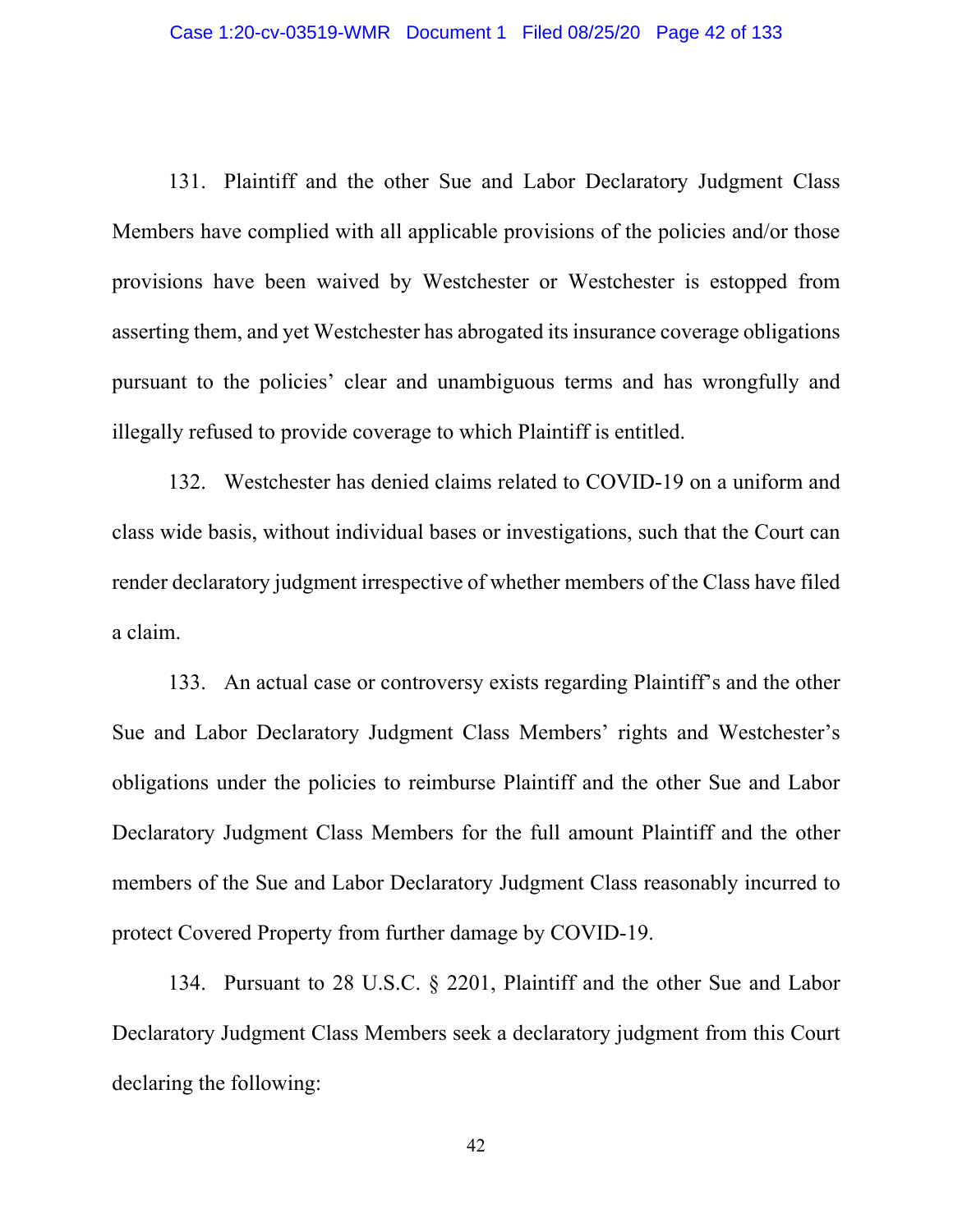131. Plaintiff and the other Sue and Labor Declaratory Judgment Class Members have complied with all applicable provisions of the policies and/or those provisions have been waived by Westchester or Westchester is estopped from asserting them, and yet Westchester has abrogated its insurance coverage obligations pursuant to the policies' clear and unambiguous terms and has wrongfully and illegally refused to provide coverage to which Plaintiff is entitled.

132. Westchester has denied claims related to COVID-19 on a uniform and class wide basis, without individual bases or investigations, such that the Court can render declaratory judgment irrespective of whether members of the Class have filed a claim.

133. An actual case or controversy exists regarding Plaintiff's and the other Sue and Labor Declaratory Judgment Class Members' rights and Westchester's obligations under the policies to reimburse Plaintiff and the other Sue and Labor Declaratory Judgment Class Members for the full amount Plaintiff and the other members of the Sue and Labor Declaratory Judgment Class reasonably incurred to protect Covered Property from further damage by COVID-19.

134. Pursuant to 28 U.S.C. § 2201, Plaintiff and the other Sue and Labor Declaratory Judgment Class Members seek a declaratory judgment from this Court declaring the following: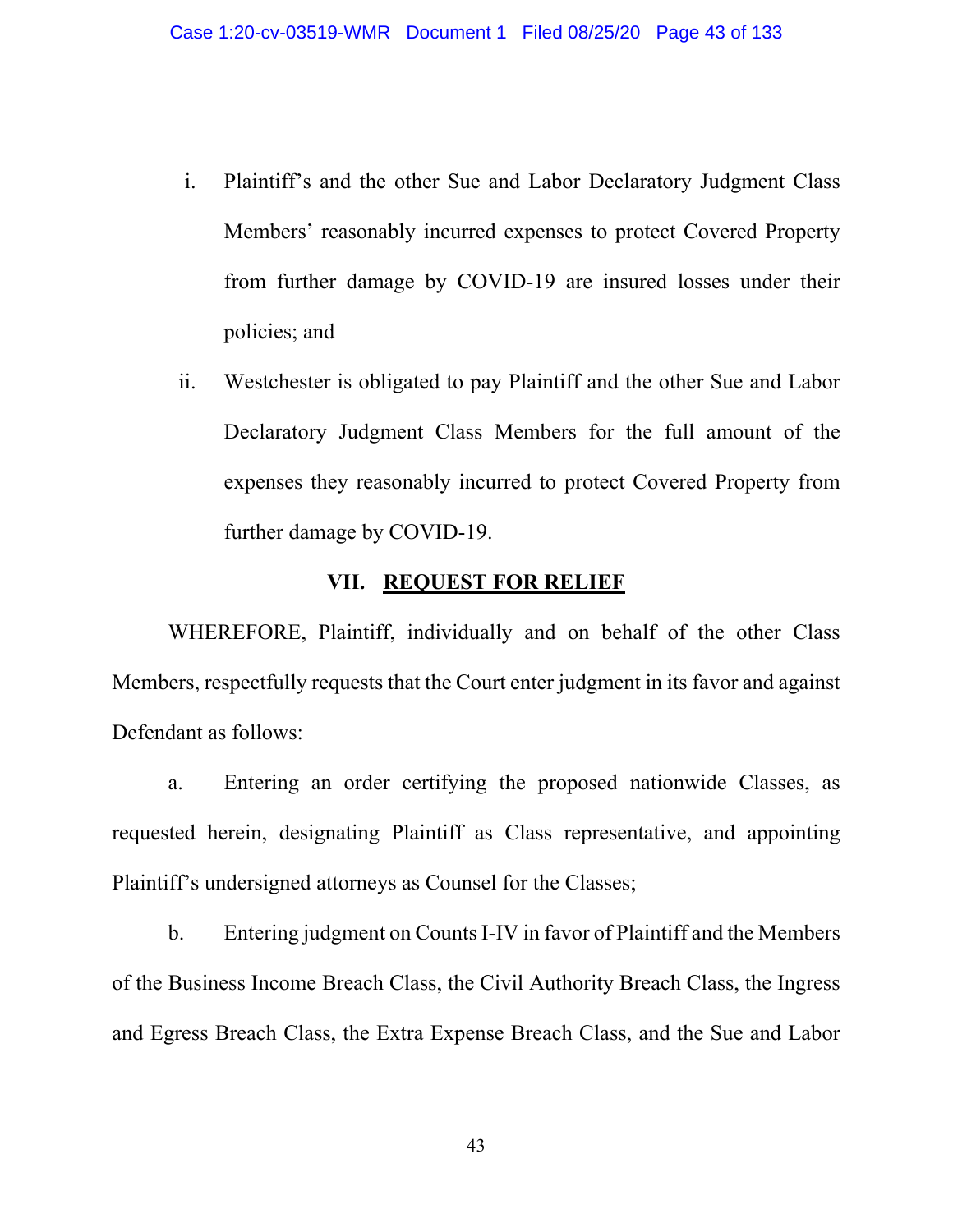i. Plaintiff's and the other Sue and Labor Declaratory Judgment Class Members' reasonably incurred expenses to protect Covered Property from further damage by COVID-19 are insured losses under their policies; and

ii. Westchester is obligated to pay Plaintiff and the other Sue and Labor Declaratory Judgment Class Members for the full amount of the expenses they reasonably incurred to protect Covered Property from further damage by COVID-19.

## VII. REQUEST FOR RELIEF

WHEREFORE, Plaintiff, individually and on behalf of the other Class Members, respectfully requests that the Court enter judgment in its favor and against Defendant as follows:

a. Entering an order certifying the proposed nationwide Classes, as requested herein, designating Plaintiff as Class representative, and appointing Plaintiff's undersigned attorneys as Counsel for the Classes;

b. Entering judgment on Counts I-IV in favor of Plaintiff and the Members of the Business Income Breach Class, the Civil Authority Breach Class, the Ingress and Egress Breach Class, the Extra Expense Breach Class, and the Sue and Labor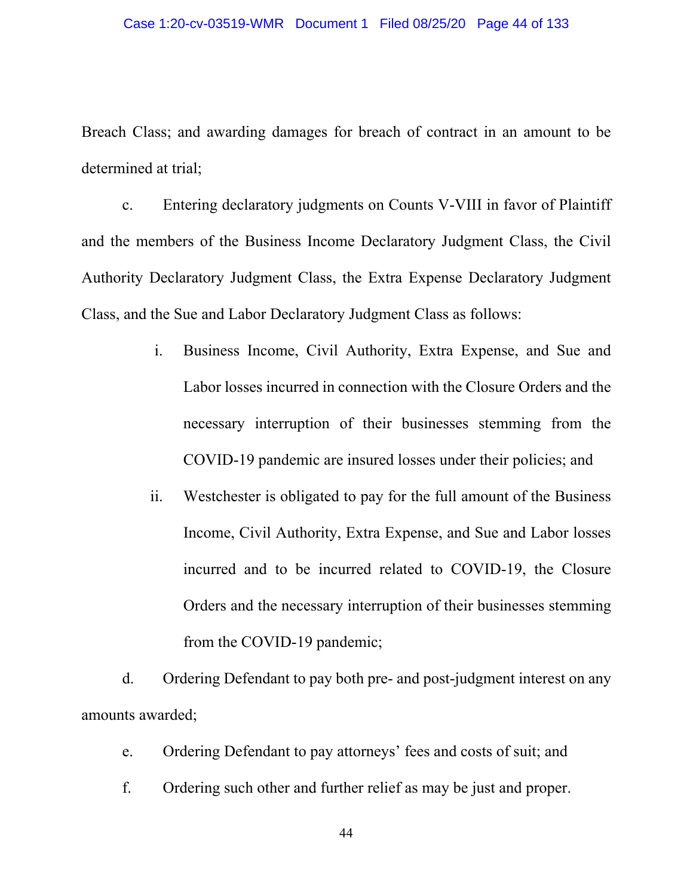Breach Class; and awarding damages for breach of contract in an amount to be determined at trial;

c. Entering declaratory judgments on Counts V-VIII in favor of Plaintiff and the members of the Business Income Declaratory Judgment Class, the Civil Authority Declaratory Judgment Class, the Extra Expense Declaratory Judgment Class, and the Sue and Labor Declaratory Judgment Class as follows:

   i. Business Income, Civil Authority, Extra Expense, and Sue and Labor losses incurred in connection with the Closure Orders and the necessary interruption of their businesses stemming from the COVID-19 pandemic are insured losses under their policies; and

   ii. Westchester is obligated to pay for the full amount of the Business Income, Civil Authority, Extra Expense, and Sue and Labor losses incurred and to be incurred related to COVID-19, the Closure Orders and the necessary interruption of their businesses stemming from the COVID-19 pandemic;

d. Ordering Defendant to pay both pre- and post-judgment interest on any amounts awarded;

e. Ordering Defendant to pay attorneys' fees and costs of suit; and

f. Ordering such other and further relief as may be just and proper.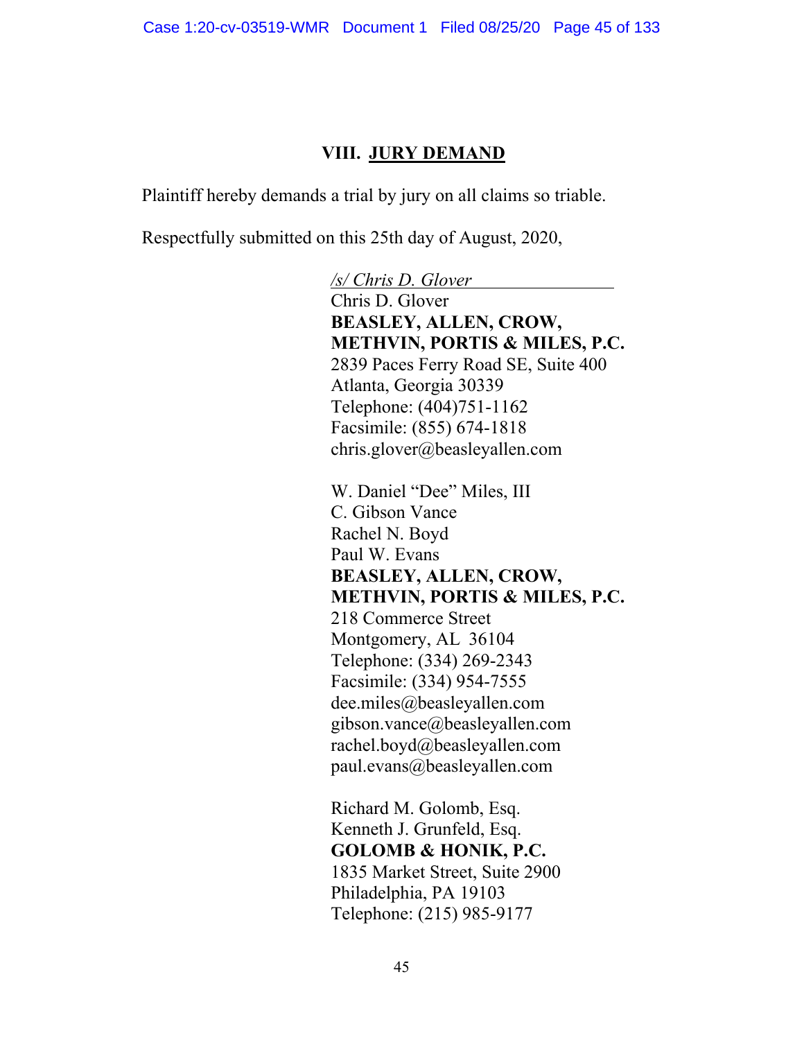## VIII. JURY DEMAND

Plaintiff hereby demands a trial by jury on all claims so triable.

Respectfully submitted on this 25th day of August, 2020,

*/s/ Chris D. Glover*
Chris D. Glover
**BEASLEY, ALLEN, CROW, METHVIN, PORTIS & MILES, P.C.**
2839 Paces Ferry Road SE, Suite 400
Atlanta, Georgia 30339
Telephone: (404)751-1162
Facsimile: (855) 674-1818
chris.glover@beasleyallen.com

W. Daniel "Dee" Miles, III
C. Gibson Vance
Rachel N. Boyd
Paul W. Evans
**BEASLEY, ALLEN, CROW, METHVIN, PORTIS & MILES, P.C.**
218 Commerce Street
Montgomery, AL 36104
Telephone: (334) 269-2343
Facsimile: (334) 954-7555
dee.miles@beasleyallen.com
gibson.vance@beasleyallen.com
rachel.boyd@beasleyallen.com
paul.evans@beasleyallen.com

Richard M. Golomb, Esq.
Kenneth J. Grunfeld, Esq.
**GOLOMB & HONIK, P.C.**
1835 Market Street, Suite 2900
Philadelphia, PA 19103
Telephone: (215) 985-9177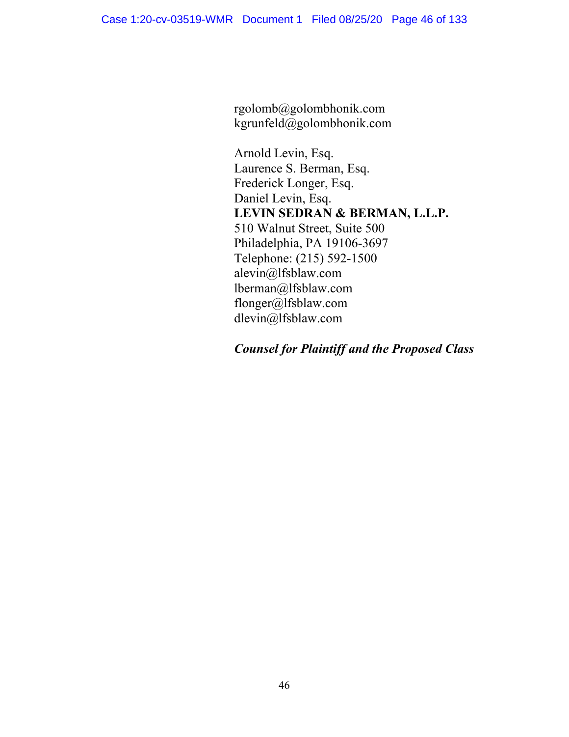rgolomb@golombhonik.com
kgrunfeld@golombhonik.com

Arnold Levin, Esq.
Laurence S. Berman, Esq.
Frederick Longer, Esq.
Daniel Levin, Esq.
**LEVIN SEDRAN & BERMAN, L.L.P.**
510 Walnut Street, Suite 500
Philadelphia, PA 19106-3697
Telephone: (215) 592-1500
alevin@lfsblaw.com
lberman@lfsblaw.com
flonger@lfsblaw.com
dlevin@lfsblaw.com

***Counsel for Plaintiff and the Proposed Class***